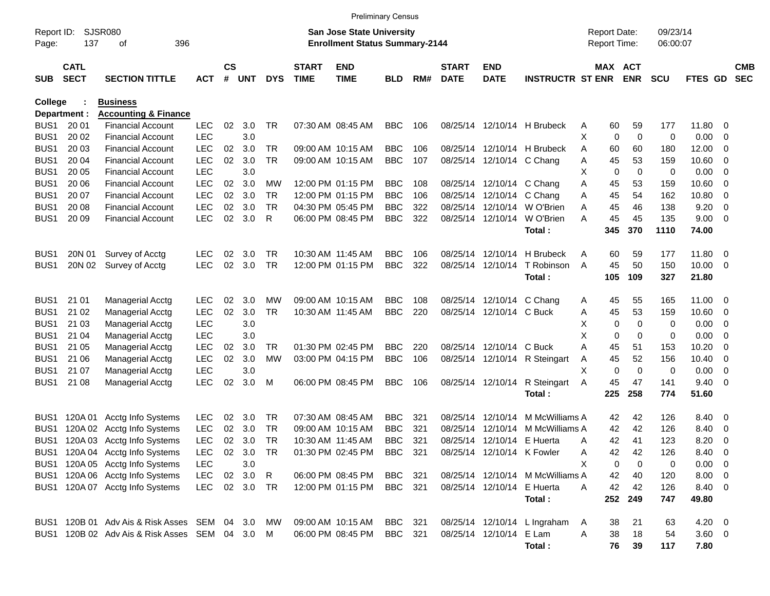Preliminary Census

Report ID: SJSR080
Page: 137 of 396

**San Jose State University**
**Enrollment Status Summary-2144**

Report Date: 09/23/14
Report Time: 06:00:07

**College : Business**
**Department : Accounting & Finance**

| SUB | CATL SECT | SECTION TITTLE | ACT | CS # | UNT | DYS | START TIME | END TIME | BLD | RM# | START DATE | END DATE | INSTRUCTR | ST | MAX ENR | ACT ENR | SCU | FTES | GD | CMB SEC |
|---|---|---|---|---|---|---|---|---|---|---|---|---|---|---|---|---|---|---|---|---|
| BUS1 | 20 01 | Financial Account | LEC | 02 | 3.0 | TR | 07:30 AM | 08:45 AM | BBC | 106 | 08/25/14 | 12/10/14 | H Brubeck | A | 60 | 59 | 177 | 11.80 | 0 | |
| BUS1 | 20 02 | Financial Account | LEC | | 3.0 | | | | | | | | | X | 0 | 0 | 0 | 0.00 | 0 | |
| BUS1 | 20 03 | Financial Account | LEC | 02 | 3.0 | TR | 09:00 AM | 10:15 AM | BBC | 106 | 08/25/14 | 12/10/14 | H Brubeck | A | 60 | 60 | 180 | 12.00 | 0 | |
| BUS1 | 20 04 | Financial Account | LEC | 02 | 3.0 | TR | 09:00 AM | 10:15 AM | BBC | 107 | 08/25/14 | 12/10/14 | C Chang | A | 45 | 53 | 159 | 10.60 | 0 | |
| BUS1 | 20 05 | Financial Account | LEC | | 3.0 | | | | | | | | | X | 0 | 0 | 0 | 0.00 | 0 | |
| BUS1 | 20 06 | Financial Account | LEC | 02 | 3.0 | MW | 12:00 PM | 01:15 PM | BBC | 108 | 08/25/14 | 12/10/14 | C Chang | A | 45 | 53 | 159 | 10.60 | 0 | |
| BUS1 | 20 07 | Financial Account | LEC | 02 | 3.0 | TR | 12:00 PM | 01:15 PM | BBC | 106 | 08/25/14 | 12/10/14 | C Chang | A | 45 | 54 | 162 | 10.80 | 0 | |
| BUS1 | 20 08 | Financial Account | LEC | 02 | 3.0 | TR | 04:30 PM | 05:45 PM | BBC | 322 | 08/25/14 | 12/10/14 | W O'Brien | A | 45 | 46 | 138 | 9.20 | 0 | |
| BUS1 | 20 09 | Financial Account | LEC | 02 | 3.0 | R | 06:00 PM | 08:45 PM | BBC | 322 | 08/25/14 | 12/10/14 | W O'Brien | A | 45 | 45 | 135 | 9.00 | 0 | |
| | | | | | | | | | | | | | **Total :** | | **345** | **370** | **1110** | **74.00** | | |
| BUS1 | 20N 01 | Survey of Acctg | LEC | 02 | 3.0 | TR | 10:30 AM | 11:45 AM | BBC | 106 | 08/25/14 | 12/10/14 | H Brubeck | A | 60 | 59 | 177 | 11.80 | 0 | |
| BUS1 | 20N 02 | Survey of Acctg | LEC | 02 | 3.0 | TR | 12:00 PM | 01:15 PM | BBC | 322 | 08/25/14 | 12/10/14 | T Robinson | A | 45 | 50 | 150 | 10.00 | 0 | |
| | | | | | | | | | | | | | **Total :** | | **105** | **109** | **327** | **21.80** | | |
| BUS1 | 21 01 | Managerial Acctg | LEC | 02 | 3.0 | MW | 09:00 AM | 10:15 AM | BBC | 108 | 08/25/14 | 12/10/14 | C Chang | A | 45 | 55 | 165 | 11.00 | 0 | |
| BUS1 | 21 02 | Managerial Acctg | LEC | 02 | 3.0 | TR | 10:30 AM | 11:45 AM | BBC | 220 | 08/25/14 | 12/10/14 | C Buck | A | 45 | 53 | 159 | 10.60 | 0 | |
| BUS1 | 21 03 | Managerial Acctg | LEC | | 3.0 | | | | | | | | | X | 0 | 0 | 0 | 0.00 | 0 | |
| BUS1 | 21 04 | Managerial Acctg | LEC | | 3.0 | | | | | | | | | X | 0 | 0 | 0 | 0.00 | 0 | |
| BUS1 | 21 05 | Managerial Acctg | LEC | 02 | 3.0 | TR | 01:30 PM | 02:45 PM | BBC | 220 | 08/25/14 | 12/10/14 | C Buck | A | 45 | 51 | 153 | 10.20 | 0 | |
| BUS1 | 21 06 | Managerial Acctg | LEC | 02 | 3.0 | MW | 03:00 PM | 04:15 PM | BBC | 106 | 08/25/14 | 12/10/14 | R Steingart | A | 45 | 52 | 156 | 10.40 | 0 | |
| BUS1 | 21 07 | Managerial Acctg | LEC | | 3.0 | | | | | | | | | X | 0 | 0 | 0 | 0.00 | 0 | |
| BUS1 | 21 08 | Managerial Acctg | LEC | 02 | 3.0 | M | 06:00 PM | 08:45 PM | BBC | 106 | 08/25/14 | 12/10/14 | R Steingart | A | 45 | 47 | 141 | 9.40 | 0 | |
| | | | | | | | | | | | | | **Total :** | | **225** | **258** | **774** | **51.60** | | |
| BUS1 | 120A 01 | Acctg Info Systems | LEC | 02 | 3.0 | TR | 07:30 AM | 08:45 AM | BBC | 321 | 08/25/14 | 12/10/14 | M McWilliams | A | 42 | 42 | 126 | 8.40 | 0 | |
| BUS1 | 120A 02 | Acctg Info Systems | LEC | 02 | 3.0 | TR | 09:00 AM | 10:15 AM | BBC | 321 | 08/25/14 | 12/10/14 | M McWilliams | A | 42 | 42 | 126 | 8.40 | 0 | |
| BUS1 | 120A 03 | Acctg Info Systems | LEC | 02 | 3.0 | TR | 10:30 AM | 11:45 AM | BBC | 321 | 08/25/14 | 12/10/14 | E Huerta | A | 42 | 41 | 123 | 8.20 | 0 | |
| BUS1 | 120A 04 | Acctg Info Systems | LEC | 02 | 3.0 | TR | 01:30 PM | 02:45 PM | BBC | 321 | 08/25/14 | 12/10/14 | K Fowler | A | 42 | 42 | 126 | 8.40 | 0 | |
| BUS1 | 120A 05 | Acctg Info Systems | LEC | | 3.0 | | | | | | | | | X | 0 | 0 | 0 | 0.00 | 0 | |
| BUS1 | 120A 06 | Acctg Info Systems | LEC | 02 | 3.0 | R | 06:00 PM | 08:45 PM | BBC | 321 | 08/25/14 | 12/10/14 | M McWilliams | A | 42 | 40 | 120 | 8.00 | 0 | |
| BUS1 | 120A 07 | Acctg Info Systems | LEC | 02 | 3.0 | TR | 12:00 PM | 01:15 PM | BBC | 321 | 08/25/14 | 12/10/14 | E Huerta | A | 42 | 42 | 126 | 8.40 | 0 | |
| | | | | | | | | | | | | | **Total :** | | **252** | **249** | **747** | **49.80** | | |
| BUS1 | 120B 01 | Adv Ais & Risk Asses | SEM | 04 | 3.0 | MW | 09:00 AM | 10:15 AM | BBC | 321 | 08/25/14 | 12/10/14 | L Ingraham | A | 38 | 21 | 63 | 4.20 | 0 | |
| BUS1 | 120B 02 | Adv Ais & Risk Asses | SEM | 04 | 3.0 | M | 06:00 PM | 08:45 PM | BBC | 321 | 08/25/14 | 12/10/14 | E Lam | A | 38 | 18 | 54 | 3.60 | 0 | |
| | | | | | | | | | | | | | **Total :** | | **76** | **39** | **117** | **7.80** | | |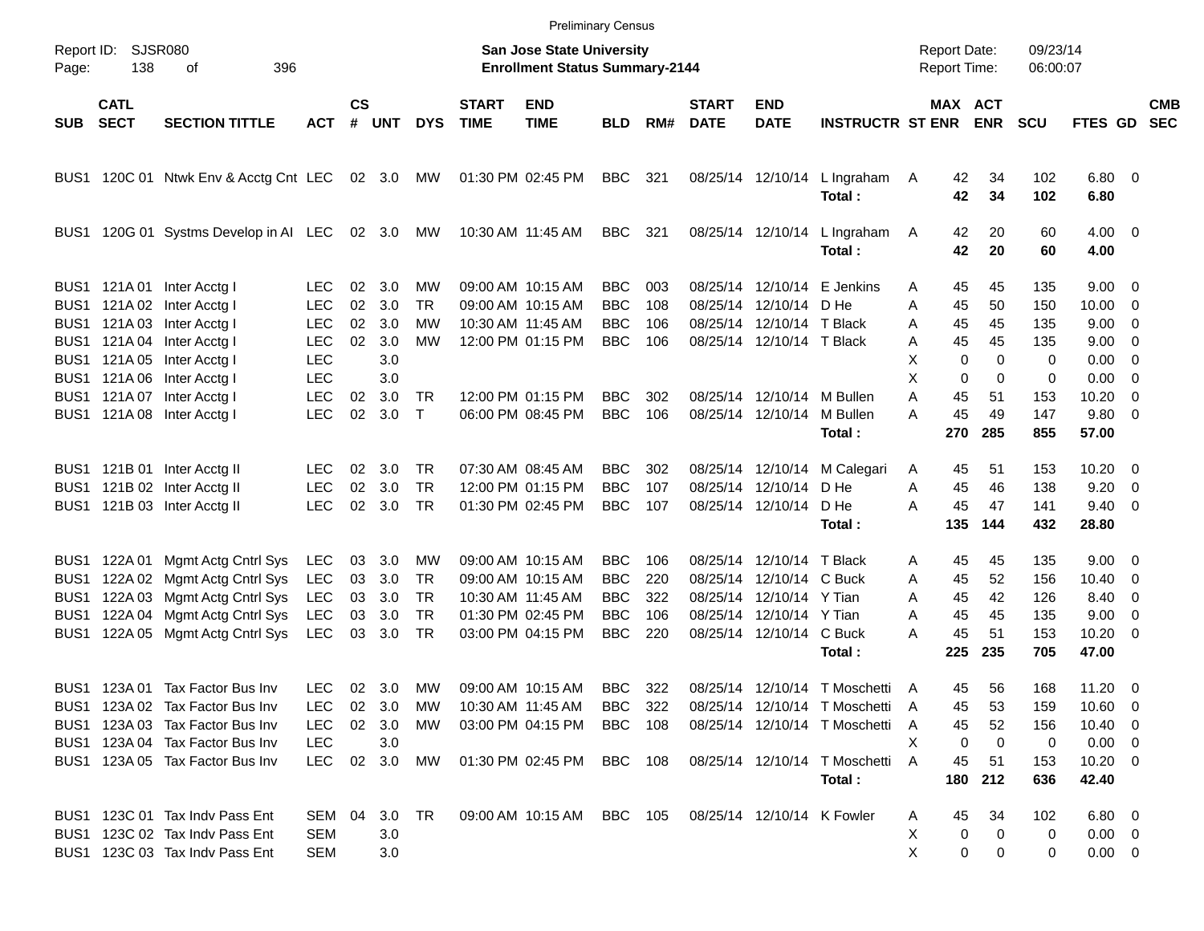Preliminary Census

Report ID: SJSR080

**San Jose State University**
**Enrollment Status Summary-2144**

Report Date: 09/23/14
Report Time: 06:00:07

| SUB | CATL SECT | SECTION TITTLE | ACT | CS # | UNT | DYS | START TIME | END TIME | BLD | RM# | START DATE | END DATE | INSTRUCTR | ST | MAX ENR | ACT ENR | SCU | FTES | GD | CMB SEC |
|---|---|---|---|---|---|---|---|---|---|---|---|---|---|---|---|---|---|---|---|---|
| BUS1 | 120C 01 | Ntwk Env & Acctg Cnt | LEC | 02 | 3.0 | MW | 01:30 PM | 02:45 PM | BBC | 321 | 08/25/14 | 12/10/14 | L Ingraham | A | 42 | 34 | 102 | 6.80 | 0 | |
| | | | | | | | | | | | | | **Total :** | | **42** | **34** | **102** | **6.80** | | |
| BUS1 | 120G 01 | Systms Develop in AI | LEC | 02 | 3.0 | MW | 10:30 AM | 11:45 AM | BBC | 321 | 08/25/14 | 12/10/14 | L Ingraham | A | 42 | 20 | 60 | 4.00 | 0 | |
| | | | | | | | | | | | | | **Total :** | | **42** | **20** | **60** | **4.00** | | |
| BUS1 | 121A 01 | Inter Acctg I | LEC | 02 | 3.0 | MW | 09:00 AM | 10:15 AM | BBC | 003 | 08/25/14 | 12/10/14 | E Jenkins | A | 45 | 45 | 135 | 9.00 | 0 | |
| BUS1 | 121A 02 | Inter Acctg I | LEC | 02 | 3.0 | TR | 09:00 AM | 10:15 AM | BBC | 108 | 08/25/14 | 12/10/14 | D He | A | 45 | 50 | 150 | 10.00 | 0 | |
| BUS1 | 121A 03 | Inter Acctg I | LEC | 02 | 3.0 | MW | 10:30 AM | 11:45 AM | BBC | 106 | 08/25/14 | 12/10/14 | T Black | A | 45 | 45 | 135 | 9.00 | 0 | |
| BUS1 | 121A 04 | Inter Acctg I | LEC | 02 | 3.0 | MW | 12:00 PM | 01:15 PM | BBC | 106 | 08/25/14 | 12/10/14 | T Black | A | 45 | 45 | 135 | 9.00 | 0 | |
| BUS1 | 121A 05 | Inter Acctg I | LEC | | 3.0 | | | | | | | | | X | 0 | 0 | 0 | 0.00 | 0 | |
| BUS1 | 121A 06 | Inter Acctg I | LEC | | 3.0 | | | | | | | | | X | 0 | 0 | 0 | 0.00 | 0 | |
| BUS1 | 121A 07 | Inter Acctg I | LEC | 02 | 3.0 | TR | 12:00 PM | 01:15 PM | BBC | 302 | 08/25/14 | 12/10/14 | M Bullen | A | 45 | 51 | 153 | 10.20 | 0 | |
| BUS1 | 121A 08 | Inter Acctg I | LEC | 02 | 3.0 | T | 06:00 PM | 08:45 PM | BBC | 106 | 08/25/14 | 12/10/14 | M Bullen | A | 45 | 49 | 147 | 9.80 | 0 | |
| | | | | | | | | | | | | | **Total :** | | **270** | **285** | **855** | **57.00** | | |
| BUS1 | 121B 01 | Inter Acctg II | LEC | 02 | 3.0 | TR | 07:30 AM | 08:45 AM | BBC | 302 | 08/25/14 | 12/10/14 | M Calegari | A | 45 | 51 | 153 | 10.20 | 0 | |
| BUS1 | 121B 02 | Inter Acctg II | LEC | 02 | 3.0 | TR | 12:00 PM | 01:15 PM | BBC | 107 | 08/25/14 | 12/10/14 | D He | A | 45 | 46 | 138 | 9.20 | 0 | |
| BUS1 | 121B 03 | Inter Acctg II | LEC | 02 | 3.0 | TR | 01:30 PM | 02:45 PM | BBC | 107 | 08/25/14 | 12/10/14 | D He | A | 45 | 47 | 141 | 9.40 | 0 | |
| | | | | | | | | | | | | | **Total :** | | **135** | **144** | **432** | **28.80** | | |
| BUS1 | 122A 01 | Mgmt Actg Cntrl Sys | LEC | 03 | 3.0 | MW | 09:00 AM | 10:15 AM | BBC | 106 | 08/25/14 | 12/10/14 | T Black | A | 45 | 45 | 135 | 9.00 | 0 | |
| BUS1 | 122A 02 | Mgmt Actg Cntrl Sys | LEC | 03 | 3.0 | TR | 09:00 AM | 10:15 AM | BBC | 220 | 08/25/14 | 12/10/14 | C Buck | A | 45 | 52 | 156 | 10.40 | 0 | |
| BUS1 | 122A 03 | Mgmt Actg Cntrl Sys | LEC | 03 | 3.0 | TR | 10:30 AM | 11:45 AM | BBC | 322 | 08/25/14 | 12/10/14 | Y Tian | A | 45 | 42 | 126 | 8.40 | 0 | |
| BUS1 | 122A 04 | Mgmt Actg Cntrl Sys | LEC | 03 | 3.0 | TR | 01:30 PM | 02:45 PM | BBC | 106 | 08/25/14 | 12/10/14 | Y Tian | A | 45 | 45 | 135 | 9.00 | 0 | |
| BUS1 | 122A 05 | Mgmt Actg Cntrl Sys | LEC | 03 | 3.0 | TR | 03:00 PM | 04:15 PM | BBC | 220 | 08/25/14 | 12/10/14 | C Buck | A | 45 | 51 | 153 | 10.20 | 0 | |
| | | | | | | | | | | | | | **Total :** | | **225** | **235** | **705** | **47.00** | | |
| BUS1 | 123A 01 | Tax Factor Bus Inv | LEC | 02 | 3.0 | MW | 09:00 AM | 10:15 AM | BBC | 322 | 08/25/14 | 12/10/14 | T Moschetti | A | 45 | 56 | 168 | 11.20 | 0 | |
| BUS1 | 123A 02 | Tax Factor Bus Inv | LEC | 02 | 3.0 | MW | 10:30 AM | 11:45 AM | BBC | 322 | 08/25/14 | 12/10/14 | T Moschetti | A | 45 | 53 | 159 | 10.60 | 0 | |
| BUS1 | 123A 03 | Tax Factor Bus Inv | LEC | 02 | 3.0 | MW | 03:00 PM | 04:15 PM | BBC | 108 | 08/25/14 | 12/10/14 | T Moschetti | A | 45 | 52 | 156 | 10.40 | 0 | |
| BUS1 | 123A 04 | Tax Factor Bus Inv | LEC | | 3.0 | | | | | | | | | X | 0 | 0 | 0 | 0.00 | 0 | |
| BUS1 | 123A 05 | Tax Factor Bus Inv | LEC | 02 | 3.0 | MW | 01:30 PM | 02:45 PM | BBC | 108 | 08/25/14 | 12/10/14 | T Moschetti | A | 45 | 51 | 153 | 10.20 | 0 | |
| | | | | | | | | | | | | | **Total :** | | **180** | **212** | **636** | **42.40** | | |
| BUS1 | 123C 01 | Tax Indv Pass Ent | SEM | 04 | 3.0 | TR | 09:00 AM | 10:15 AM | BBC | 105 | 08/25/14 | 12/10/14 | K Fowler | A | 45 | 34 | 102 | 6.80 | 0 | |
| BUS1 | 123C 02 | Tax Indv Pass Ent | SEM | | 3.0 | | | | | | | | | X | 0 | 0 | 0 | 0.00 | 0 | |
| BUS1 | 123C 03 | Tax Indv Pass Ent | SEM | | 3.0 | | | | | | | | | X | 0 | 0 | 0 | 0.00 | 0 | |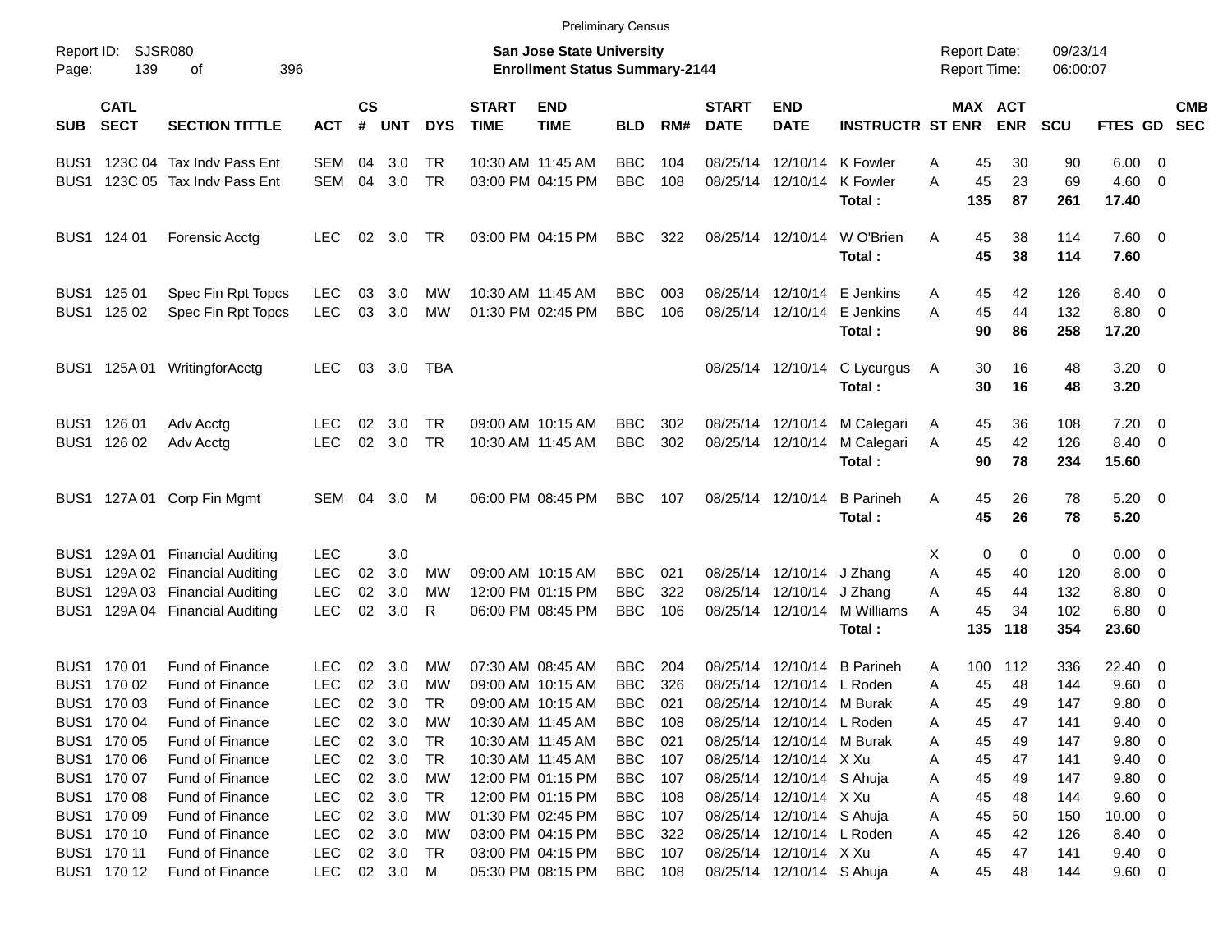Preliminary Census

Report ID: SJSR080

**San Jose State University**
**Enrollment Status Summary-2144**

Report Date: 09/23/14
Report Time: 06:00:07

| SUB | CATL SECT | SECTION TITTLE | ACT | CS # | UNT | DYS | START TIME | END TIME | BLD | RM# | START DATE | END DATE | INSTRUCTR | ST | MAX ENR | ACT ENR | SCU | FTES | GD | CMB SEC |
|---|---|---|---|---|---|---|---|---|---|---|---|---|---|---|---|---|---|---|---|---|
| BUS1 | 123C 04 | Tax Indv Pass Ent | SEM | 04 | 3.0 | TR | 10:30 AM | 11:45 AM | BBC | 104 | 08/25/14 | 12/10/14 | K Fowler | A | 45 | 30 | 90 | 6.00 | 0 | |
| BUS1 | 123C 05 | Tax Indv Pass Ent | SEM | 04 | 3.0 | TR | 03:00 PM | 04:15 PM | BBC | 108 | 08/25/14 | 12/10/14 | K Fowler | A | 45 | 23 | 69 | 4.60 | 0 | |
| | | | | | | | | | | | | | **Total :** | | **135** | **87** | **261** | **17.40** | | |
| BUS1 | 124 01 | Forensic Acctg | LEC | 02 | 3.0 | TR | 03:00 PM | 04:15 PM | BBC | 322 | 08/25/14 | 12/10/14 | W O'Brien | A | 45 | 38 | 114 | 7.60 | 0 | |
| | | | | | | | | | | | | | **Total :** | | **45** | **38** | **114** | **7.60** | | |
| BUS1 | 125 01 | Spec Fin Rpt Topcs | LEC | 03 | 3.0 | MW | 10:30 AM | 11:45 AM | BBC | 003 | 08/25/14 | 12/10/14 | E Jenkins | A | 45 | 42 | 126 | 8.40 | 0 | |
| BUS1 | 125 02 | Spec Fin Rpt Topcs | LEC | 03 | 3.0 | MW | 01:30 PM | 02:45 PM | BBC | 106 | 08/25/14 | 12/10/14 | E Jenkins | A | 45 | 44 | 132 | 8.80 | 0 | |
| | | | | | | | | | | | | | **Total :** | | **90** | **86** | **258** | **17.20** | | |
| BUS1 | 125A 01 | WritingforAcctg | LEC | 03 | 3.0 | TBA | | | | | 08/25/14 | 12/10/14 | C Lycurgus | A | 30 | 16 | 48 | 3.20 | 0 | |
| | | | | | | | | | | | | | **Total :** | | **30** | **16** | **48** | **3.20** | | |
| BUS1 | 126 01 | Adv Acctg | LEC | 02 | 3.0 | TR | 09:00 AM | 10:15 AM | BBC | 302 | 08/25/14 | 12/10/14 | M Calegari | A | 45 | 36 | 108 | 7.20 | 0 | |
| BUS1 | 126 02 | Adv Acctg | LEC | 02 | 3.0 | TR | 10:30 AM | 11:45 AM | BBC | 302 | 08/25/14 | 12/10/14 | M Calegari | A | 45 | 42 | 126 | 8.40 | 0 | |
| | | | | | | | | | | | | | **Total :** | | **90** | **78** | **234** | **15.60** | | |
| BUS1 | 127A 01 | Corp Fin Mgmt | SEM | 04 | 3.0 | M | 06:00 PM | 08:45 PM | BBC | 107 | 08/25/14 | 12/10/14 | B Parineh | A | 45 | 26 | 78 | 5.20 | 0 | |
| | | | | | | | | | | | | | **Total :** | | **45** | **26** | **78** | **5.20** | | |
| BUS1 | 129A 01 | Financial Auditing | LEC | | 3.0 | | | | | | | | | X | 0 | 0 | 0 | 0.00 | 0 | |
| BUS1 | 129A 02 | Financial Auditing | LEC | 02 | 3.0 | MW | 09:00 AM | 10:15 AM | BBC | 021 | 08/25/14 | 12/10/14 | J Zhang | A | 45 | 40 | 120 | 8.00 | 0 | |
| BUS1 | 129A 03 | Financial Auditing | LEC | 02 | 3.0 | MW | 12:00 PM | 01:15 PM | BBC | 322 | 08/25/14 | 12/10/14 | J Zhang | A | 45 | 44 | 132 | 8.80 | 0 | |
| BUS1 | 129A 04 | Financial Auditing | LEC | 02 | 3.0 | R | 06:00 PM | 08:45 PM | BBC | 106 | 08/25/14 | 12/10/14 | M Williams | A | 45 | 34 | 102 | 6.80 | 0 | |
| | | | | | | | | | | | | | **Total :** | | **135** | **118** | **354** | **23.60** | | |
| BUS1 | 170 01 | Fund of Finance | LEC | 02 | 3.0 | MW | 07:30 AM | 08:45 AM | BBC | 204 | 08/25/14 | 12/10/14 | B Parineh | A | 100 | 112 | 336 | 22.40 | 0 | |
| BUS1 | 170 02 | Fund of Finance | LEC | 02 | 3.0 | MW | 09:00 AM | 10:15 AM | BBC | 326 | 08/25/14 | 12/10/14 | L Roden | A | 45 | 48 | 144 | 9.60 | 0 | |
| BUS1 | 170 03 | Fund of Finance | LEC | 02 | 3.0 | TR | 09:00 AM | 10:15 AM | BBC | 021 | 08/25/14 | 12/10/14 | M Burak | A | 45 | 49 | 147 | 9.80 | 0 | |
| BUS1 | 170 04 | Fund of Finance | LEC | 02 | 3.0 | MW | 10:30 AM | 11:45 AM | BBC | 108 | 08/25/14 | 12/10/14 | L Roden | A | 45 | 47 | 141 | 9.40 | 0 | |
| BUS1 | 170 05 | Fund of Finance | LEC | 02 | 3.0 | TR | 10:30 AM | 11:45 AM | BBC | 021 | 08/25/14 | 12/10/14 | M Burak | A | 45 | 49 | 147 | 9.80 | 0 | |
| BUS1 | 170 06 | Fund of Finance | LEC | 02 | 3.0 | TR | 10:30 AM | 11:45 AM | BBC | 107 | 08/25/14 | 12/10/14 | X Xu | A | 45 | 47 | 141 | 9.40 | 0 | |
| BUS1 | 170 07 | Fund of Finance | LEC | 02 | 3.0 | MW | 12:00 PM | 01:15 PM | BBC | 107 | 08/25/14 | 12/10/14 | S Ahuja | A | 45 | 49 | 147 | 9.80 | 0 | |
| BUS1 | 170 08 | Fund of Finance | LEC | 02 | 3.0 | TR | 12:00 PM | 01:15 PM | BBC | 108 | 08/25/14 | 12/10/14 | X Xu | A | 45 | 48 | 144 | 9.60 | 0 | |
| BUS1 | 170 09 | Fund of Finance | LEC | 02 | 3.0 | MW | 01:30 PM | 02:45 PM | BBC | 107 | 08/25/14 | 12/10/14 | S Ahuja | A | 45 | 50 | 150 | 10.00 | 0 | |
| BUS1 | 170 10 | Fund of Finance | LEC | 02 | 3.0 | MW | 03:00 PM | 04:15 PM | BBC | 322 | 08/25/14 | 12/10/14 | L Roden | A | 45 | 42 | 126 | 8.40 | 0 | |
| BUS1 | 170 11 | Fund of Finance | LEC | 02 | 3.0 | TR | 03:00 PM | 04:15 PM | BBC | 107 | 08/25/14 | 12/10/14 | X Xu | A | 45 | 47 | 141 | 9.40 | 0 | |
| BUS1 | 170 12 | Fund of Finance | LEC | 02 | 3.0 | M | 05:30 PM | 08:15 PM | BBC | 108 | 08/25/14 | 12/10/14 | S Ahuja | A | 45 | 48 | 144 | 9.60 | 0 | |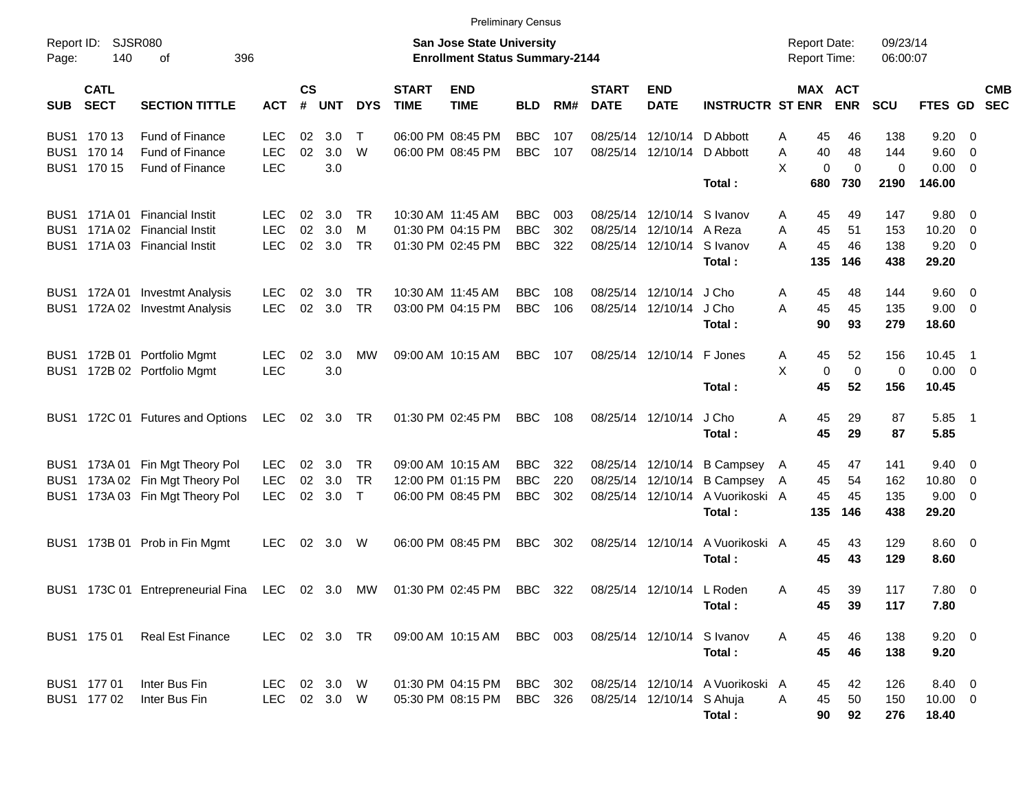Preliminary Census

Report ID: SJSR080

**San Jose State University**
**Enrollment Status Summary-2144**

Report Date: 09/23/14
Report Time: 06:00:07

| SUB | CATL SECT | SECTION TITTLE | ACT | CS # | UNT | DYS | START TIME | END TIME | BLD | RM# | START DATE | END DATE | INSTRUCTR | ST | MAX ENR | ACT ENR | SCU | FTES | GD | CMB SEC |
|---|---|---|---|---|---|---|---|---|---|---|---|---|---|---|---|---|---|---|---|---|
| BUS1 | 170 13 | Fund of Finance | LEC | 02 | 3.0 | T | 06:00 PM | 08:45 PM | BBC | 107 | 08/25/14 | 12/10/14 | D Abbott | A | 45 | 46 | 138 | 9.20 | 0 | |
| BUS1 | 170 14 | Fund of Finance | LEC | 02 | 3.0 | W | 06:00 PM | 08:45 PM | BBC | 107 | 08/25/14 | 12/10/14 | D Abbott | A | 40 | 48 | 144 | 9.60 | 0 | |
| BUS1 | 170 15 | Fund of Finance | LEC | | 3.0 | | | | | | | | | X | 0 | 0 | 0 | 0.00 | 0 | |
| | | | | | | | | | | | | | **Total :** | | **680** | **730** | **2190** | **146.00** | | |
| BUS1 | 171A 01 | Financial Instit | LEC | 02 | 3.0 | TR | 10:30 AM | 11:45 AM | BBC | 003 | 08/25/14 | 12/10/14 | S Ivanov | A | 45 | 49 | 147 | 9.80 | 0 | |
| BUS1 | 171A 02 | Financial Instit | LEC | 02 | 3.0 | M | 01:30 PM | 04:15 PM | BBC | 302 | 08/25/14 | 12/10/14 | A Reza | A | 45 | 51 | 153 | 10.20 | 0 | |
| BUS1 | 171A 03 | Financial Instit | LEC | 02 | 3.0 | TR | 01:30 PM | 02:45 PM | BBC | 322 | 08/25/14 | 12/10/14 | S Ivanov | A | 45 | 46 | 138 | 9.20 | 0 | |
| | | | | | | | | | | | | | **Total :** | | **135** | **146** | **438** | **29.20** | | |
| BUS1 | 172A 01 | Investmt Analysis | LEC | 02 | 3.0 | TR | 10:30 AM | 11:45 AM | BBC | 108 | 08/25/14 | 12/10/14 | J Cho | A | 45 | 48 | 144 | 9.60 | 0 | |
| BUS1 | 172A 02 | Investmt Analysis | LEC | 02 | 3.0 | TR | 03:00 PM | 04:15 PM | BBC | 106 | 08/25/14 | 12/10/14 | J Cho | A | 45 | 45 | 135 | 9.00 | 0 | |
| | | | | | | | | | | | | | **Total :** | | **90** | **93** | **279** | **18.60** | | |
| BUS1 | 172B 01 | Portfolio Mgmt | LEC | 02 | 3.0 | MW | 09:00 AM | 10:15 AM | BBC | 107 | 08/25/14 | 12/10/14 | F Jones | A | 45 | 52 | 156 | 10.45 | 1 | |
| BUS1 | 172B 02 | Portfolio Mgmt | LEC | | 3.0 | | | | | | | | | X | 0 | 0 | 0 | 0.00 | 0 | |
| | | | | | | | | | | | | | **Total :** | | **45** | **52** | **156** | **10.45** | | |
| BUS1 | 172C 01 | Futures and Options | LEC | 02 | 3.0 | TR | 01:30 PM | 02:45 PM | BBC | 108 | 08/25/14 | 12/10/14 | J Cho | A | 45 | 29 | 87 | 5.85 | 1 | |
| | | | | | | | | | | | | | **Total :** | | **45** | **29** | **87** | **5.85** | | |
| BUS1 | 173A 01 | Fin Mgt Theory Pol | LEC | 02 | 3.0 | TR | 09:00 AM | 10:15 AM | BBC | 322 | 08/25/14 | 12/10/14 | B Campsey | A | 45 | 47 | 141 | 9.40 | 0 | |
| BUS1 | 173A 02 | Fin Mgt Theory Pol | LEC | 02 | 3.0 | TR | 12:00 PM | 01:15 PM | BBC | 220 | 08/25/14 | 12/10/14 | B Campsey | A | 45 | 54 | 162 | 10.80 | 0 | |
| BUS1 | 173A 03 | Fin Mgt Theory Pol | LEC | 02 | 3.0 | T | 06:00 PM | 08:45 PM | BBC | 302 | 08/25/14 | 12/10/14 | A Vuorikoski | A | 45 | 45 | 135 | 9.00 | 0 | |
| | | | | | | | | | | | | | **Total :** | | **135** | **146** | **438** | **29.20** | | |
| BUS1 | 173B 01 | Prob in Fin Mgmt | LEC | 02 | 3.0 | W | 06:00 PM | 08:45 PM | BBC | 302 | 08/25/14 | 12/10/14 | A Vuorikoski | A | 45 | 43 | 129 | 8.60 | 0 | |
| | | | | | | | | | | | | | **Total :** | | **45** | **43** | **129** | **8.60** | | |
| BUS1 | 173C 01 | Entrepreneurial Fina | LEC | 02 | 3.0 | MW | 01:30 PM | 02:45 PM | BBC | 322 | 08/25/14 | 12/10/14 | L Roden | A | 45 | 39 | 117 | 7.80 | 0 | |
| | | | | | | | | | | | | | **Total :** | | **45** | **39** | **117** | **7.80** | | |
| BUS1 | 175 01 | Real Est Finance | LEC | 02 | 3.0 | TR | 09:00 AM | 10:15 AM | BBC | 003 | 08/25/14 | 12/10/14 | S Ivanov | A | 45 | 46 | 138 | 9.20 | 0 | |
| | | | | | | | | | | | | | **Total :** | | **45** | **46** | **138** | **9.20** | | |
| BUS1 | 177 01 | Inter Bus Fin | LEC | 02 | 3.0 | W | 01:30 PM | 04:15 PM | BBC | 302 | 08/25/14 | 12/10/14 | A Vuorikoski | A | 45 | 42 | 126 | 8.40 | 0 | |
| BUS1 | 177 02 | Inter Bus Fin | LEC | 02 | 3.0 | W | 05:30 PM | 08:15 PM | BBC | 326 | 08/25/14 | 12/10/14 | S Ahuja | A | 45 | 50 | 150 | 10.00 | 0 | |
| | | | | | | | | | | | | | **Total :** | | **90** | **92** | **276** | **18.40** | | |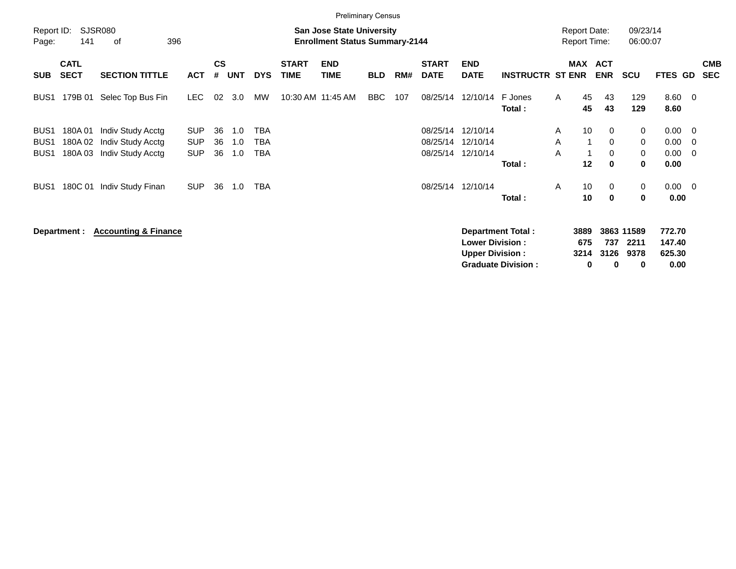Preliminary Census

Report ID: SJSR080

**San Jose State University**
**Enrollment Status Summary-2144**

Report Date: 09/23/14
Report Time: 06:00:07

| SUB | CATL SECT | SECTION TITTLE | ACT | CS # | UNT | DYS | START TIME | END TIME | BLD | RM# | START DATE | END DATE | INSTRUCTR | ST | MAX ENR | ACT ENR | SCU | FTES | GD | CMB SEC |
|---|---|---|---|---|---|---|---|---|---|---|---|---|---|---|---|---|---|---|---|---|
| BUS1 | 179B 01 | Selec Top Bus Fin | LEC | 02 | 3.0 | MW | 10:30 AM | 11:45 AM | BBC | 107 | 08/25/14 | 12/10/14 | F Jones | A | 45 | 43 | 129 | 8.60 | 0 | |
| | | | | | | | | | | | | | **Total :** | | **45** | **43** | **129** | **8.60** | | |
| BUS1 | 180A 01 | Indiv Study Acctg | SUP | 36 | 1.0 | TBA | | | | | 08/25/14 | 12/10/14 | | A | 10 | 0 | 0 | 0.00 | 0 | |
| BUS1 | 180A 02 | Indiv Study Acctg | SUP | 36 | 1.0 | TBA | | | | | 08/25/14 | 12/10/14 | | A | 1 | 0 | 0 | 0.00 | 0 | |
| BUS1 | 180A 03 | Indiv Study Acctg | SUP | 36 | 1.0 | TBA | | | | | 08/25/14 | 12/10/14 | | A | 1 | 0 | 0 | 0.00 | 0 | |
| | | | | | | | | | | | | | **Total :** | | **12** | **0** | **0** | **0.00** | | |
| BUS1 | 180C 01 | Indiv Study Finan | SUP | 36 | 1.0 | TBA | | | | | 08/25/14 | 12/10/14 | | A | 10 | 0 | 0 | 0.00 | 0 | |
| | | | | | | | | | | | | | **Total :** | | **10** | **0** | **0** | **0.00** | | |

**Department : Accounting & Finance**

| | MAX ENR | ACT ENR | SCU | FTES |
|---|---|---|---|---|
| **Department Total :** | **3889** | **3863** | **11589** | **772.70** |
| **Lower Division :** | **675** | **737** | **2211** | **147.40** |
| **Upper Division :** | **3214** | **3126** | **9378** | **625.30** |
| **Graduate Division :** | **0** | **0** | **0** | **0.00** |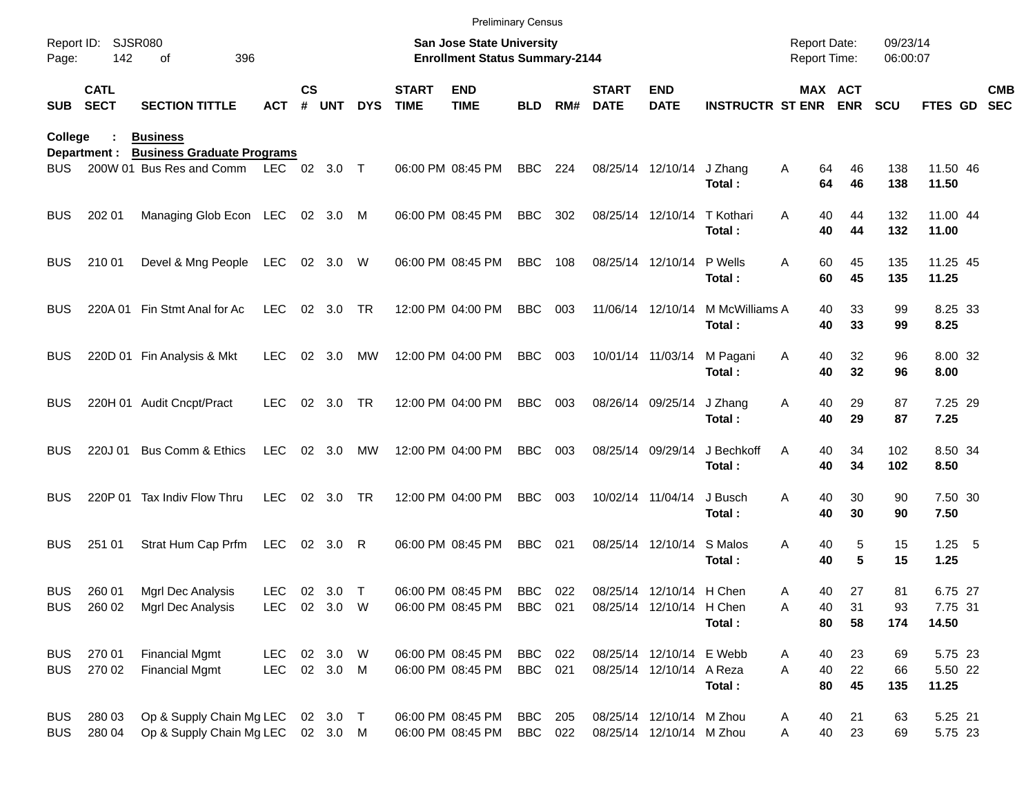Preliminary Census

Report ID: SJSR080

**San Jose State University**
**Enrollment Status Summary-2144**

Report Date: 09/23/14
Report Time: 06:00:07

**College : Business**
**Department : Business Graduate Programs**

| SUB | CATL SECT | SECTION TITTLE | ACT | CS # | UNT | DYS | START TIME | END TIME | BLD | RM# | START DATE | END DATE | INSTRUCTR | ST | MAX ENR | ACT ENR | SCU | FTES | GD | CMB SEC |
|---|---|---|---|---|---|---|---|---|---|---|---|---|---|---|---|---|---|---|---|---|
| BUS | 200W 01 | Bus Res and Comm | LEC | 02 | 3.0 | T | 06:00 PM | 08:45 PM | BBC | 224 | 08/25/14 | 12/10/14 | J Zhang | A | 64 | 46 | 138 | 11.50 | 46 | |
| | | | | | | | | | | | | | **Total :** | | **64** | **46** | **138** | **11.50** | | |
| BUS | 202 01 | Managing Glob Econ | LEC | 02 | 3.0 | M | 06:00 PM | 08:45 PM | BBC | 302 | 08/25/14 | 12/10/14 | T Kothari | A | 40 | 44 | 132 | 11.00 | 44 | |
| | | | | | | | | | | | | | **Total :** | | **40** | **44** | **132** | **11.00** | | |
| BUS | 210 01 | Devel & Mng People | LEC | 02 | 3.0 | W | 06:00 PM | 08:45 PM | BBC | 108 | 08/25/14 | 12/10/14 | P Wells | A | 60 | 45 | 135 | 11.25 | 45 | |
| | | | | | | | | | | | | | **Total :** | | **60** | **45** | **135** | **11.25** | | |
| BUS | 220A 01 | Fin Stmt Anal for Ac | LEC | 02 | 3.0 | TR | 12:00 PM | 04:00 PM | BBC | 003 | 11/06/14 | 12/10/14 | M McWilliams | A | 40 | 33 | 99 | 8.25 | 33 | |
| | | | | | | | | | | | | | **Total :** | | **40** | **33** | **99** | **8.25** | | |
| BUS | 220D 01 | Fin Analysis & Mkt | LEC | 02 | 3.0 | MW | 12:00 PM | 04:00 PM | BBC | 003 | 10/01/14 | 11/03/14 | M Pagani | A | 40 | 32 | 96 | 8.00 | 32 | |
| | | | | | | | | | | | | | **Total :** | | **40** | **32** | **96** | **8.00** | | |
| BUS | 220H 01 | Audit Cncpt/Pract | LEC | 02 | 3.0 | TR | 12:00 PM | 04:00 PM | BBC | 003 | 08/26/14 | 09/25/14 | J Zhang | A | 40 | 29 | 87 | 7.25 | 29 | |
| | | | | | | | | | | | | | **Total :** | | **40** | **29** | **87** | **7.25** | | |
| BUS | 220J 01 | Bus Comm & Ethics | LEC | 02 | 3.0 | MW | 12:00 PM | 04:00 PM | BBC | 003 | 08/25/14 | 09/29/14 | J Bechkoff | A | 40 | 34 | 102 | 8.50 | 34 | |
| | | | | | | | | | | | | | **Total :** | | **40** | **34** | **102** | **8.50** | | |
| BUS | 220P 01 | Tax Indiv Flow Thru | LEC | 02 | 3.0 | TR | 12:00 PM | 04:00 PM | BBC | 003 | 10/02/14 | 11/04/14 | J Busch | A | 40 | 30 | 90 | 7.50 | 30 | |
| | | | | | | | | | | | | | **Total :** | | **40** | **30** | **90** | **7.50** | | |
| BUS | 251 01 | Strat Hum Cap Prfm | LEC | 02 | 3.0 | R | 06:00 PM | 08:45 PM | BBC | 021 | 08/25/14 | 12/10/14 | S Malos | A | 40 | 5 | 15 | 1.25 | 5 | |
| | | | | | | | | | | | | | **Total :** | | **40** | **5** | **15** | **1.25** | | |
| BUS | 260 01 | Mgrl Dec Analysis | LEC | 02 | 3.0 | T | 06:00 PM | 08:45 PM | BBC | 022 | 08/25/14 | 12/10/14 | H Chen | A | 40 | 27 | 81 | 6.75 | 27 | |
| BUS | 260 02 | Mgrl Dec Analysis | LEC | 02 | 3.0 | W | 06:00 PM | 08:45 PM | BBC | 021 | 08/25/14 | 12/10/14 | H Chen | A | 40 | 31 | 93 | 7.75 | 31 | |
| | | | | | | | | | | | | | **Total :** | | **80** | **58** | **174** | **14.50** | | |
| BUS | 270 01 | Financial Mgmt | LEC | 02 | 3.0 | W | 06:00 PM | 08:45 PM | BBC | 022 | 08/25/14 | 12/10/14 | E Webb | A | 40 | 23 | 69 | 5.75 | 23 | |
| BUS | 270 02 | Financial Mgmt | LEC | 02 | 3.0 | M | 06:00 PM | 08:45 PM | BBC | 021 | 08/25/14 | 12/10/14 | A Reza | A | 40 | 22 | 66 | 5.50 | 22 | |
| | | | | | | | | | | | | | **Total :** | | **80** | **45** | **135** | **11.25** | | |
| BUS | 280 03 | Op & Supply Chain Mg | LEC | 02 | 3.0 | T | 06:00 PM | 08:45 PM | BBC | 205 | 08/25/14 | 12/10/14 | M Zhou | A | 40 | 21 | 63 | 5.25 | 21 | |
| BUS | 280 04 | Op & Supply Chain Mg | LEC | 02 | 3.0 | M | 06:00 PM | 08:45 PM | BBC | 022 | 08/25/14 | 12/10/14 | M Zhou | A | 40 | 23 | 69 | 5.75 | 23 | |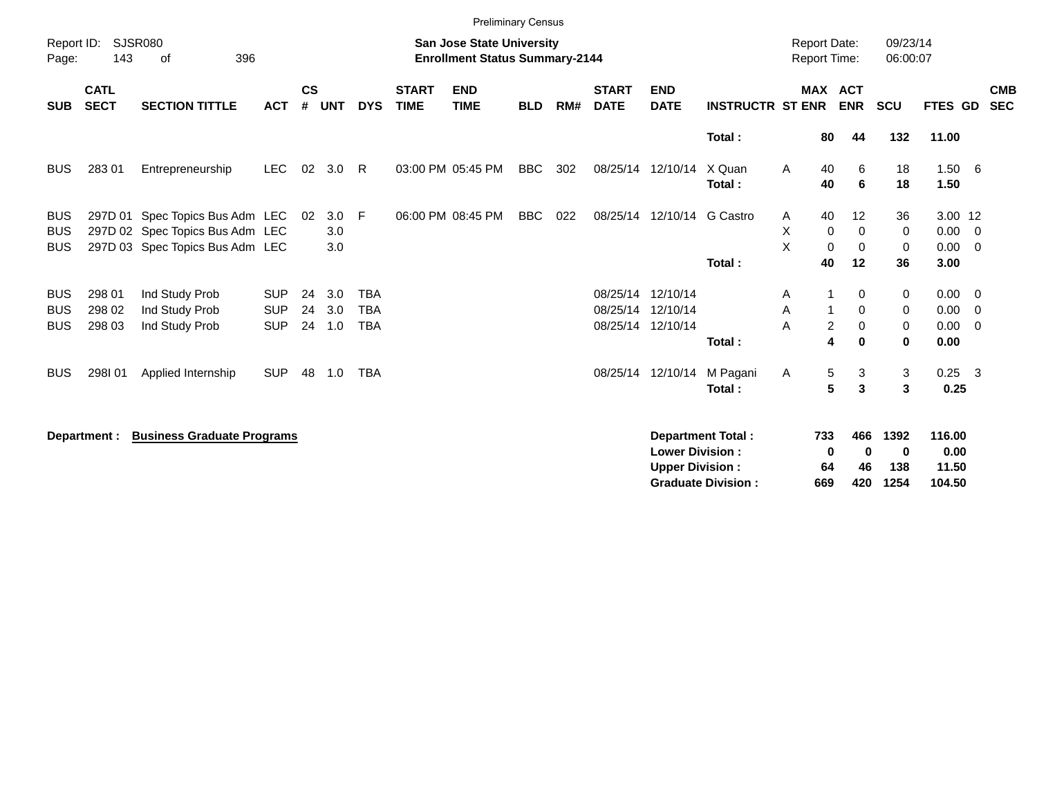Preliminary Census

Report ID: SJSR080
Page: 143 of 396

**San Jose State University**
**Enrollment Status Summary-2144**

Report Date: 09/23/14
Report Time: 06:00:07

| SUB | CATL SECT | SECTION TITTLE | ACT | CS # | UNT | DYS | START TIME | END TIME | BLD | RM# | START DATE | END DATE | INSTRUCTR | ST | MAX ENR | ACT ENR | SCU | FTES | GD | CMB SEC |
|---|---|---|---|---|---|---|---|---|---|---|---|---|---|---|---|---|---|---|---|---|
| | | | | | | | | | | | | | **Total :** | | **80** | **44** | **132** | **11.00** | | |
| BUS | 283 01 | Entrepreneurship | LEC | 02 | 3.0 | R | 03:00 PM | 05:45 PM | BBC | 302 | 08/25/14 | 12/10/14 | X Quan | A | 40 | 6 | 18 | 1.50 | 6 | |
| | | | | | | | | | | | | | **Total :** | | **40** | **6** | **18** | **1.50** | | |
| BUS | 297D 01 | Spec Topics Bus Adm | LEC | 02 | 3.0 | F | 06:00 PM | 08:45 PM | BBC | 022 | 08/25/14 | 12/10/14 | G Castro | A | 40 | 12 | 36 | 3.00 | 12 | |
| BUS | 297D 02 | Spec Topics Bus Adm | LEC | | 3.0 | | | | | | | | | X | 0 | 0 | 0 | 0.00 | 0 | |
| BUS | 297D 03 | Spec Topics Bus Adm | LEC | | 3.0 | | | | | | | | | X | 0 | 0 | 0 | 0.00 | 0 | |
| | | | | | | | | | | | | | **Total :** | | **40** | **12** | **36** | **3.00** | | |
| BUS | 298 01 | Ind Study Prob | SUP | 24 | 3.0 | TBA | | | | | 08/25/14 | 12/10/14 | | A | 1 | 0 | 0 | 0.00 | 0 | |
| BUS | 298 02 | Ind Study Prob | SUP | 24 | 3.0 | TBA | | | | | 08/25/14 | 12/10/14 | | A | 1 | 0 | 0 | 0.00 | 0 | |
| BUS | 298 03 | Ind Study Prob | SUP | 24 | 1.0 | TBA | | | | | 08/25/14 | 12/10/14 | | A | 2 | 0 | 0 | 0.00 | 0 | |
| | | | | | | | | | | | | | **Total :** | | **4** | **0** | **0** | **0.00** | | |
| BUS | 298I 01 | Applied Internship | SUP | 48 | 1.0 | TBA | | | | | 08/25/14 | 12/10/14 | M Pagani | A | 5 | 3 | 3 | 0.25 | 3 | |
| | | | | | | | | | | | | | **Total :** | | **5** | **3** | **3** | **0.25** | | |

**Department :** **Business Graduate Programs**

| | MAX ENR | ACT ENR | SCU | FTES |
|---|---|---|---|---|
| **Department Total :** | **733** | **466** | **1392** | **116.00** |
| **Lower Division :** | **0** | **0** | **0** | **0.00** |
| **Upper Division :** | **64** | **46** | **138** | **11.50** |
| **Graduate Division :** | **669** | **420** | **1254** | **104.50** |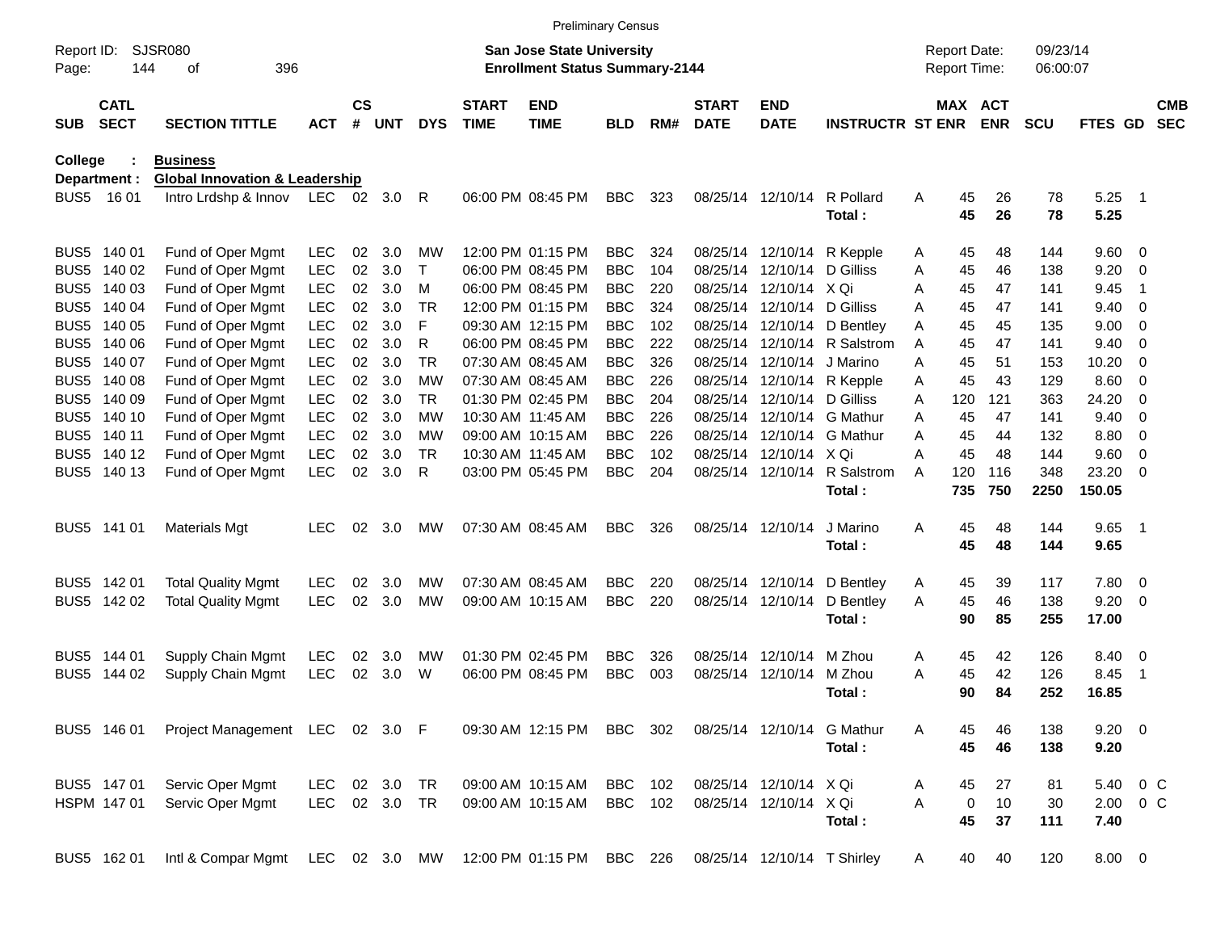Preliminary Census

Report ID: SJSR080
Page: 144 of 396

**San Jose State University**
**Enrollment Status Summary-2144**

Report Date: 09/23/14
Report Time: 06:00:07

**College : Business**
**Department : Global Innovation & Leadership**

| SUB | CATL SECT | SECTION TITTLE | ACT | CS # | UNT | DYS | START TIME | END TIME | BLD | RM# | START DATE | END DATE | INSTRUCTR | ST | MAX ENR | ACT ENR | SCU | FTES | GD | CMB SEC |
|---|---|---|---|---|---|---|---|---|---|---|---|---|---|---|---|---|---|---|---|---|
| BUS5 | 16 01 | Intro Lrdshp & Innov | LEC | 02 | 3.0 | R | 06:00 PM | 08:45 PM | BBC | 323 | 08/25/14 | 12/10/14 | R Pollard | A | 45 | 26 | 78 | 5.25 | 1 | |
| | | | | | | | | | | | | | **Total :** | | **45** | **26** | **78** | **5.25** | | |
| BUS5 | 140 01 | Fund of Oper Mgmt | LEC | 02 | 3.0 | MW | 12:00 PM | 01:15 PM | BBC | 324 | 08/25/14 | 12/10/14 | R Kepple | A | 45 | 48 | 144 | 9.60 | 0 | |
| BUS5 | 140 02 | Fund of Oper Mgmt | LEC | 02 | 3.0 | T | 06:00 PM | 08:45 PM | BBC | 104 | 08/25/14 | 12/10/14 | D Gilliss | A | 45 | 46 | 138 | 9.20 | 0 | |
| BUS5 | 140 03 | Fund of Oper Mgmt | LEC | 02 | 3.0 | M | 06:00 PM | 08:45 PM | BBC | 220 | 08/25/14 | 12/10/14 | X Qi | A | 45 | 47 | 141 | 9.45 | 1 | |
| BUS5 | 140 04 | Fund of Oper Mgmt | LEC | 02 | 3.0 | TR | 12:00 PM | 01:15 PM | BBC | 324 | 08/25/14 | 12/10/14 | D Gilliss | A | 45 | 47 | 141 | 9.40 | 0 | |
| BUS5 | 140 05 | Fund of Oper Mgmt | LEC | 02 | 3.0 | F | 09:30 AM | 12:15 PM | BBC | 102 | 08/25/14 | 12/10/14 | D Bentley | A | 45 | 45 | 135 | 9.00 | 0 | |
| BUS5 | 140 06 | Fund of Oper Mgmt | LEC | 02 | 3.0 | R | 06:00 PM | 08:45 PM | BBC | 222 | 08/25/14 | 12/10/14 | R Salstrom | A | 45 | 47 | 141 | 9.40 | 0 | |
| BUS5 | 140 07 | Fund of Oper Mgmt | LEC | 02 | 3.0 | TR | 07:30 AM | 08:45 AM | BBC | 326 | 08/25/14 | 12/10/14 | J Marino | A | 45 | 51 | 153 | 10.20 | 0 | |
| BUS5 | 140 08 | Fund of Oper Mgmt | LEC | 02 | 3.0 | MW | 07:30 AM | 08:45 AM | BBC | 226 | 08/25/14 | 12/10/14 | R Kepple | A | 45 | 43 | 129 | 8.60 | 0 | |
| BUS5 | 140 09 | Fund of Oper Mgmt | LEC | 02 | 3.0 | TR | 01:30 PM | 02:45 PM | BBC | 204 | 08/25/14 | 12/10/14 | D Gilliss | A | 120 | 121 | 363 | 24.20 | 0 | |
| BUS5 | 140 10 | Fund of Oper Mgmt | LEC | 02 | 3.0 | MW | 10:30 AM | 11:45 AM | BBC | 226 | 08/25/14 | 12/10/14 | G Mathur | A | 45 | 47 | 141 | 9.40 | 0 | |
| BUS5 | 140 11 | Fund of Oper Mgmt | LEC | 02 | 3.0 | MW | 09:00 AM | 10:15 AM | BBC | 226 | 08/25/14 | 12/10/14 | G Mathur | A | 45 | 44 | 132 | 8.80 | 0 | |
| BUS5 | 140 12 | Fund of Oper Mgmt | LEC | 02 | 3.0 | TR | 10:30 AM | 11:45 AM | BBC | 102 | 08/25/14 | 12/10/14 | X Qi | A | 45 | 48 | 144 | 9.60 | 0 | |
| BUS5 | 140 13 | Fund of Oper Mgmt | LEC | 02 | 3.0 | R | 03:00 PM | 05:45 PM | BBC | 204 | 08/25/14 | 12/10/14 | R Salstrom | A | 120 | 116 | 348 | 23.20 | 0 | |
| | | | | | | | | | | | | | **Total :** | | **735** | **750** | **2250** | **150.05** | | |
| BUS5 | 141 01 | Materials Mgt | LEC | 02 | 3.0 | MW | 07:30 AM | 08:45 AM | BBC | 326 | 08/25/14 | 12/10/14 | J Marino | A | 45 | 48 | 144 | 9.65 | 1 | |
| | | | | | | | | | | | | | **Total :** | | **45** | **48** | **144** | **9.65** | | |
| BUS5 | 142 01 | Total Quality Mgmt | LEC | 02 | 3.0 | MW | 07:30 AM | 08:45 AM | BBC | 220 | 08/25/14 | 12/10/14 | D Bentley | A | 45 | 39 | 117 | 7.80 | 0 | |
| BUS5 | 142 02 | Total Quality Mgmt | LEC | 02 | 3.0 | MW | 09:00 AM | 10:15 AM | BBC | 220 | 08/25/14 | 12/10/14 | D Bentley | A | 45 | 46 | 138 | 9.20 | 0 | |
| | | | | | | | | | | | | | **Total :** | | **90** | **85** | **255** | **17.00** | | |
| BUS5 | 144 01 | Supply Chain Mgmt | LEC | 02 | 3.0 | MW | 01:30 PM | 02:45 PM | BBC | 326 | 08/25/14 | 12/10/14 | M Zhou | A | 45 | 42 | 126 | 8.40 | 0 | |
| BUS5 | 144 02 | Supply Chain Mgmt | LEC | 02 | 3.0 | W | 06:00 PM | 08:45 PM | BBC | 003 | 08/25/14 | 12/10/14 | M Zhou | A | 45 | 42 | 126 | 8.45 | 1 | |
| | | | | | | | | | | | | | **Total :** | | **90** | **84** | **252** | **16.85** | | |
| BUS5 | 146 01 | Project Management | LEC | 02 | 3.0 | F | 09:30 AM | 12:15 PM | BBC | 302 | 08/25/14 | 12/10/14 | G Mathur | A | 45 | 46 | 138 | 9.20 | 0 | |
| | | | | | | | | | | | | | **Total :** | | **45** | **46** | **138** | **9.20** | | |
| BUS5 | 147 01 | Servic Oper Mgmt | LEC | 02 | 3.0 | TR | 09:00 AM | 10:15 AM | BBC | 102 | 08/25/14 | 12/10/14 | X Qi | A | 45 | 27 | 81 | 5.40 | 0 | C |
| HSPM | 147 01 | Servic Oper Mgmt | LEC | 02 | 3.0 | TR | 09:00 AM | 10:15 AM | BBC | 102 | 08/25/14 | 12/10/14 | X Qi | A | 0 | 10 | 30 | 2.00 | 0 | C |
| | | | | | | | | | | | | | **Total :** | | **45** | **37** | **111** | **7.40** | | |
| BUS5 | 162 01 | Intl & Compar Mgmt | LEC | 02 | 3.0 | MW | 12:00 PM | 01:15 PM | BBC | 226 | 08/25/14 | 12/10/14 | T Shirley | A | 40 | 40 | 120 | 8.00 | 0 | |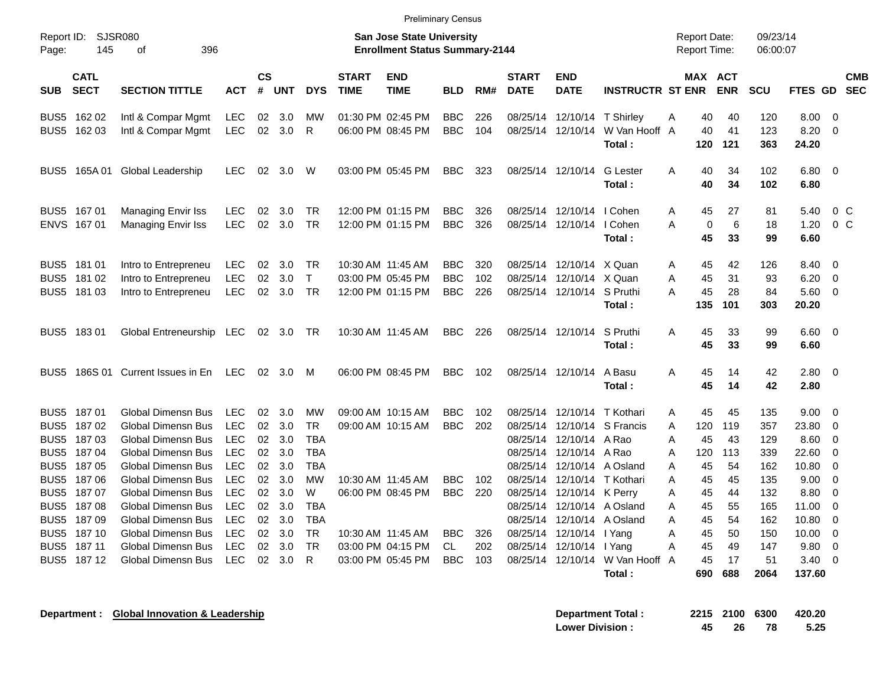Preliminary Census

Report ID: SJSR080

**San Jose State University**
**Enrollment Status Summary-2144**

Report Date: 09/23/14
Report Time: 06:00:07

| SUB | CATL SECT | SECTION TITTLE | ACT | CS # | UNT | DYS | START TIME | END TIME | BLD | RM# | START DATE | END DATE | INSTRUCTR | ST | MAX ENR | ACT ENR | SCU | FTES | GD | CMB SEC |
|---|---|---|---|---|---|---|---|---|---|---|---|---|---|---|---|---|---|---|---|---|
| BUS5 | 162 02 | Intl & Compar Mgmt | LEC | 02 | 3.0 | MW | 01:30 PM | 02:45 PM | BBC | 226 | 08/25/14 | 12/10/14 | T Shirley | A | 40 | 40 | 120 | 8.00 | 0 | |
| BUS5 | 162 03 | Intl & Compar Mgmt | LEC | 02 | 3.0 | R | 06:00 PM | 08:45 PM | BBC | 104 | 08/25/14 | 12/10/14 | W Van Hooff | A | 40 | 41 | 123 | 8.20 | 0 | |
| | | | | | | | | | | | | | **Total :** | | **120** | **121** | **363** | **24.20** | | |
| BUS5 | 165A 01 | Global Leadership | LEC | 02 | 3.0 | W | 03:00 PM | 05:45 PM | BBC | 323 | 08/25/14 | 12/10/14 | G Lester | A | 40 | 34 | 102 | 6.80 | 0 | |
| | | | | | | | | | | | | | **Total :** | | **40** | **34** | **102** | **6.80** | | |
| BUS5 | 167 01 | Managing Envir Iss | LEC | 02 | 3.0 | TR | 12:00 PM | 01:15 PM | BBC | 326 | 08/25/14 | 12/10/14 | I Cohen | A | 45 | 27 | 81 | 5.40 | 0 | C |
| ENVS | 167 01 | Managing Envir Iss | LEC | 02 | 3.0 | TR | 12:00 PM | 01:15 PM | BBC | 326 | 08/25/14 | 12/10/14 | I Cohen | A | 0 | 6 | 18 | 1.20 | 0 | C |
| | | | | | | | | | | | | | **Total :** | | **45** | **33** | **99** | **6.60** | | |
| BUS5 | 181 01 | Intro to Entrepreneu | LEC | 02 | 3.0 | TR | 10:30 AM | 11:45 AM | BBC | 320 | 08/25/14 | 12/10/14 | X Quan | A | 45 | 42 | 126 | 8.40 | 0 | |
| BUS5 | 181 02 | Intro to Entrepreneu | LEC | 02 | 3.0 | T | 03:00 PM | 05:45 PM | BBC | 102 | 08/25/14 | 12/10/14 | X Quan | A | 45 | 31 | 93 | 6.20 | 0 | |
| BUS5 | 181 03 | Intro to Entrepreneu | LEC | 02 | 3.0 | TR | 12:00 PM | 01:15 PM | BBC | 226 | 08/25/14 | 12/10/14 | S Pruthi | A | 45 | 28 | 84 | 5.60 | 0 | |
| | | | | | | | | | | | | | **Total :** | | **135** | **101** | **303** | **20.20** | | |
| BUS5 | 183 01 | Global Entreneurship | LEC | 02 | 3.0 | TR | 10:30 AM | 11:45 AM | BBC | 226 | 08/25/14 | 12/10/14 | S Pruthi | A | 45 | 33 | 99 | 6.60 | 0 | |
| | | | | | | | | | | | | | **Total :** | | **45** | **33** | **99** | **6.60** | | |
| BUS5 | 186S 01 | Current Issues in En | LEC | 02 | 3.0 | M | 06:00 PM | 08:45 PM | BBC | 102 | 08/25/14 | 12/10/14 | A Basu | A | 45 | 14 | 42 | 2.80 | 0 | |
| | | | | | | | | | | | | | **Total :** | | **45** | **14** | **42** | **2.80** | | |
| BUS5 | 187 01 | Global Dimensn Bus | LEC | 02 | 3.0 | MW | 09:00 AM | 10:15 AM | BBC | 102 | 08/25/14 | 12/10/14 | T Kothari | A | 45 | 45 | 135 | 9.00 | 0 | |
| BUS5 | 187 02 | Global Dimensn Bus | LEC | 02 | 3.0 | TR | 09:00 AM | 10:15 AM | BBC | 202 | 08/25/14 | 12/10/14 | S Francis | A | 120 | 119 | 357 | 23.80 | 0 | |
| BUS5 | 187 03 | Global Dimensn Bus | LEC | 02 | 3.0 | TBA | | | | | 08/25/14 | 12/10/14 | A Rao | A | 45 | 43 | 129 | 8.60 | 0 | |
| BUS5 | 187 04 | Global Dimensn Bus | LEC | 02 | 3.0 | TBA | | | | | 08/25/14 | 12/10/14 | A Rao | A | 120 | 113 | 339 | 22.60 | 0 | |
| BUS5 | 187 05 | Global Dimensn Bus | LEC | 02 | 3.0 | TBA | | | | | 08/25/14 | 12/10/14 | A Osland | A | 45 | 54 | 162 | 10.80 | 0 | |
| BUS5 | 187 06 | Global Dimensn Bus | LEC | 02 | 3.0 | MW | 10:30 AM | 11:45 AM | BBC | 102 | 08/25/14 | 12/10/14 | T Kothari | A | 45 | 45 | 135 | 9.00 | 0 | |
| BUS5 | 187 07 | Global Dimensn Bus | LEC | 02 | 3.0 | W | 06:00 PM | 08:45 PM | BBC | 220 | 08/25/14 | 12/10/14 | K Perry | A | 45 | 44 | 132 | 8.80 | 0 | |
| BUS5 | 187 08 | Global Dimensn Bus | LEC | 02 | 3.0 | TBA | | | | | 08/25/14 | 12/10/14 | A Osland | A | 45 | 55 | 165 | 11.00 | 0 | |
| BUS5 | 187 09 | Global Dimensn Bus | LEC | 02 | 3.0 | TBA | | | | | 08/25/14 | 12/10/14 | A Osland | A | 45 | 54 | 162 | 10.80 | 0 | |
| BUS5 | 187 10 | Global Dimensn Bus | LEC | 02 | 3.0 | TR | 10:30 AM | 11:45 AM | BBC | 326 | 08/25/14 | 12/10/14 | I Yang | A | 45 | 50 | 150 | 10.00 | 0 | |
| BUS5 | 187 11 | Global Dimensn Bus | LEC | 02 | 3.0 | TR | 03:00 PM | 04:15 PM | CL | 202 | 08/25/14 | 12/10/14 | I Yang | A | 45 | 49 | 147 | 9.80 | 0 | |
| BUS5 | 187 12 | Global Dimensn Bus | LEC | 02 | 3.0 | R | 03:00 PM | 05:45 PM | BBC | 103 | 08/25/14 | 12/10/14 | W Van Hooff | A | 45 | 17 | 51 | 3.40 | 0 | |
| | | | | | | | | | | | | | **Total :** | | **690** | **688** | **2064** | **137.60** | | |

**Department :** **Global Innovation & Leadership**

| | MAX ENR | ACT ENR | SCU | FTES |
|---|---|---|---|---|
| **Department Total :** | **2215** | **2100** | **6300** | **420.20** |
| **Lower Division :** | **45** | **26** | **78** | **5.25** |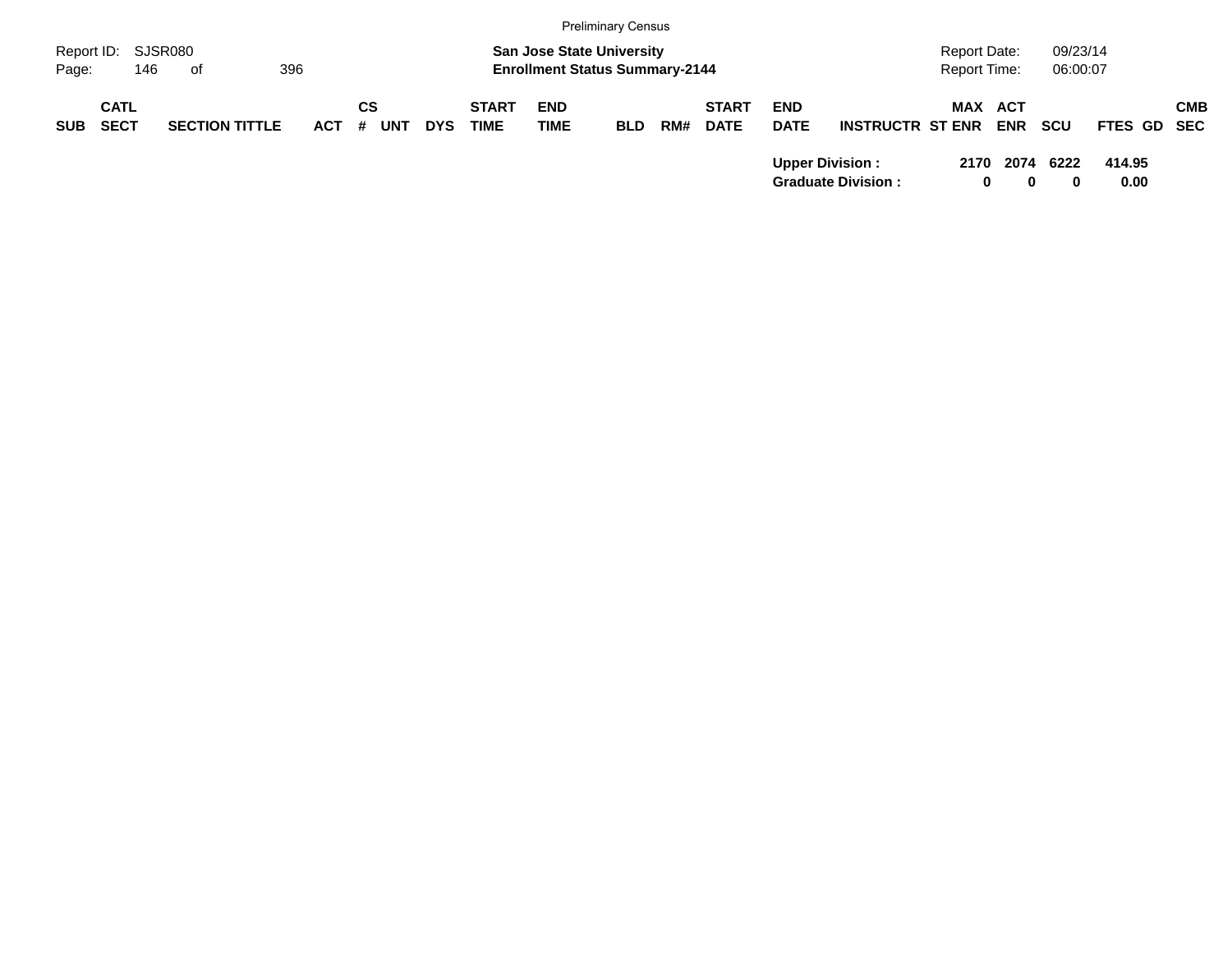| SUB | CATL SECT | SECTION TITTLE | ACT | CS # | UNT | DYS | START TIME | END TIME | BLD | RM# | START DATE | END DATE | INSTRUCTR | ST | MAX ENR | ACT ENR | SCU | FTES | GD | CMB SEC |
|---|---|---|---|---|---|---|---|---|---|---|---|---|---|---|---|---|---|---|---|---|
| | | | | | | | | | | | | **Upper Division :** | | | **2170** | **2074** | **6222** | **414.95** | | |
| | | | | | | | | | | | | **Graduate Division :** | | | **0** | **0** | **0** | **0.00** | | |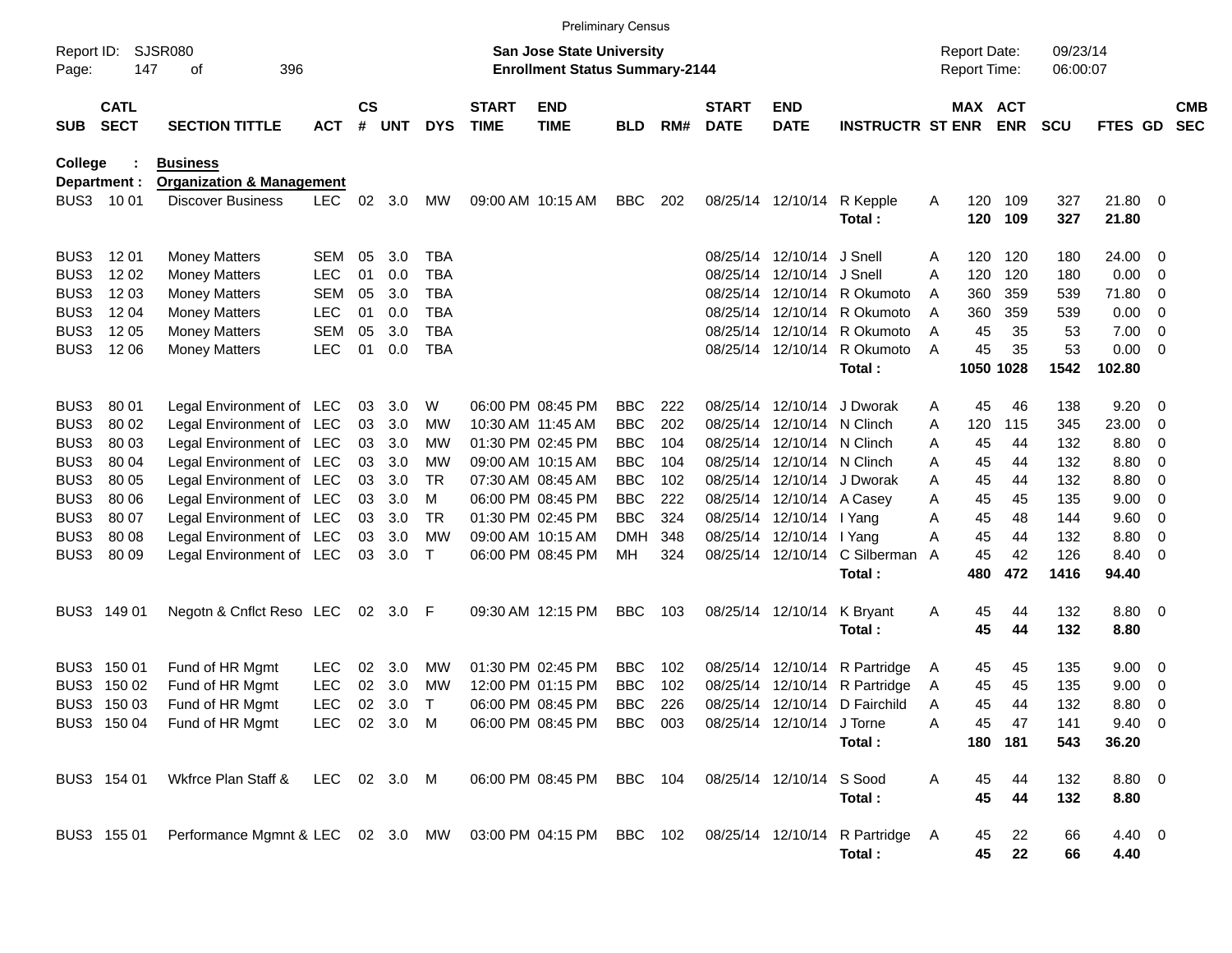Preliminary Census

Report ID: SJSR080
Page: 147 of 396

**San Jose State University**
**Enrollment Status Summary-2144**

Report Date: 09/23/14
Report Time: 06:00:07

**College : Business**
**Department : Organization & Management**

| SUB | CATL SECT | SECTION TITTLE | ACT | CS # | UNT | DYS | START TIME | END TIME | BLD | RM# | START DATE | END DATE | INSTRUCTR | ST | MAX ENR | ACT ENR | SCU | FTES | GD | CMB SEC |
|---|---|---|---|---|---|---|---|---|---|---|---|---|---|---|---|---|---|---|---|---|
| BUS3 | 10 01 | Discover Business | LEC | 02 | 3.0 | MW | 09:00 AM | 10:15 AM | BBC | 202 | 08/25/14 | 12/10/14 | R Kepple | A | 120 | 109 | 327 | 21.80 | 0 | |
| | | | | | | | | | | | | | **Total :** | | **120** | **109** | **327** | **21.80** | | |
| BUS3 | 12 01 | Money Matters | SEM | 05 | 3.0 | TBA | | | | | 08/25/14 | 12/10/14 | J Snell | A | 120 | 120 | 180 | 24.00 | 0 | |
| BUS3 | 12 02 | Money Matters | LEC | 01 | 0.0 | TBA | | | | | 08/25/14 | 12/10/14 | J Snell | A | 120 | 120 | 180 | 0.00 | 0 | |
| BUS3 | 12 03 | Money Matters | SEM | 05 | 3.0 | TBA | | | | | 08/25/14 | 12/10/14 | R Okumoto | A | 360 | 359 | 539 | 71.80 | 0 | |
| BUS3 | 12 04 | Money Matters | LEC | 01 | 0.0 | TBA | | | | | 08/25/14 | 12/10/14 | R Okumoto | A | 360 | 359 | 539 | 0.00 | 0 | |
| BUS3 | 12 05 | Money Matters | SEM | 05 | 3.0 | TBA | | | | | 08/25/14 | 12/10/14 | R Okumoto | A | 45 | 35 | 53 | 7.00 | 0 | |
| BUS3 | 12 06 | Money Matters | LEC | 01 | 0.0 | TBA | | | | | 08/25/14 | 12/10/14 | R Okumoto | A | 45 | 35 | 53 | 0.00 | 0 | |
| | | | | | | | | | | | | | **Total :** | | **1050** | **1028** | **1542** | **102.80** | | |
| BUS3 | 80 01 | Legal Environment of | LEC | 03 | 3.0 | W | 06:00 PM | 08:45 PM | BBC | 222 | 08/25/14 | 12/10/14 | J Dworak | A | 45 | 46 | 138 | 9.20 | 0 | |
| BUS3 | 80 02 | Legal Environment of | LEC | 03 | 3.0 | MW | 10:30 AM | 11:45 AM | BBC | 202 | 08/25/14 | 12/10/14 | N Clinch | A | 120 | 115 | 345 | 23.00 | 0 | |
| BUS3 | 80 03 | Legal Environment of | LEC | 03 | 3.0 | MW | 01:30 PM | 02:45 PM | BBC | 104 | 08/25/14 | 12/10/14 | N Clinch | A | 45 | 44 | 132 | 8.80 | 0 | |
| BUS3 | 80 04 | Legal Environment of | LEC | 03 | 3.0 | MW | 09:00 AM | 10:15 AM | BBC | 104 | 08/25/14 | 12/10/14 | N Clinch | A | 45 | 44 | 132 | 8.80 | 0 | |
| BUS3 | 80 05 | Legal Environment of | LEC | 03 | 3.0 | TR | 07:30 AM | 08:45 AM | BBC | 102 | 08/25/14 | 12/10/14 | J Dworak | A | 45 | 44 | 132 | 8.80 | 0 | |
| BUS3 | 80 06 | Legal Environment of | LEC | 03 | 3.0 | M | 06:00 PM | 08:45 PM | BBC | 222 | 08/25/14 | 12/10/14 | A Casey | A | 45 | 45 | 135 | 9.00 | 0 | |
| BUS3 | 80 07 | Legal Environment of | LEC | 03 | 3.0 | TR | 01:30 PM | 02:45 PM | BBC | 324 | 08/25/14 | 12/10/14 | I Yang | A | 45 | 48 | 144 | 9.60 | 0 | |
| BUS3 | 80 08 | Legal Environment of | LEC | 03 | 3.0 | MW | 09:00 AM | 10:15 AM | DMH | 348 | 08/25/14 | 12/10/14 | I Yang | A | 45 | 44 | 132 | 8.80 | 0 | |
| BUS3 | 80 09 | Legal Environment of | LEC | 03 | 3.0 | T | 06:00 PM | 08:45 PM | MH | 324 | 08/25/14 | 12/10/14 | C Silberman | A | 45 | 42 | 126 | 8.40 | 0 | |
| | | | | | | | | | | | | | **Total :** | | **480** | **472** | **1416** | **94.40** | | |
| BUS3 | 149 01 | Negotn & Cnflct Reso | LEC | 02 | 3.0 | F | 09:30 AM | 12:15 PM | BBC | 103 | 08/25/14 | 12/10/14 | K Bryant | A | 45 | 44 | 132 | 8.80 | 0 | |
| | | | | | | | | | | | | | **Total :** | | **45** | **44** | **132** | **8.80** | | |
| BUS3 | 150 01 | Fund of HR Mgmt | LEC | 02 | 3.0 | MW | 01:30 PM | 02:45 PM | BBC | 102 | 08/25/14 | 12/10/14 | R Partridge | A | 45 | 45 | 135 | 9.00 | 0 | |
| BUS3 | 150 02 | Fund of HR Mgmt | LEC | 02 | 3.0 | MW | 12:00 PM | 01:15 PM | BBC | 102 | 08/25/14 | 12/10/14 | R Partridge | A | 45 | 45 | 135 | 9.00 | 0 | |
| BUS3 | 150 03 | Fund of HR Mgmt | LEC | 02 | 3.0 | T | 06:00 PM | 08:45 PM | BBC | 226 | 08/25/14 | 12/10/14 | D Fairchild | A | 45 | 44 | 132 | 8.80 | 0 | |
| BUS3 | 150 04 | Fund of HR Mgmt | LEC | 02 | 3.0 | M | 06:00 PM | 08:45 PM | BBC | 003 | 08/25/14 | 12/10/14 | J Torne | A | 45 | 47 | 141 | 9.40 | 0 | |
| | | | | | | | | | | | | | **Total :** | | **180** | **181** | **543** | **36.20** | | |
| BUS3 | 154 01 | Wkfrce Plan Staff & | LEC | 02 | 3.0 | M | 06:00 PM | 08:45 PM | BBC | 104 | 08/25/14 | 12/10/14 | S Sood | A | 45 | 44 | 132 | 8.80 | 0 | |
| | | | | | | | | | | | | | **Total :** | | **45** | **44** | **132** | **8.80** | | |
| BUS3 | 155 01 | Performance Mgmnt & | LEC | 02 | 3.0 | MW | 03:00 PM | 04:15 PM | BBC | 102 | 08/25/14 | 12/10/14 | R Partridge | A | 45 | 22 | 66 | 4.40 | 0 | |
| | | | | | | | | | | | | | **Total :** | | **45** | **22** | **66** | **4.40** | | |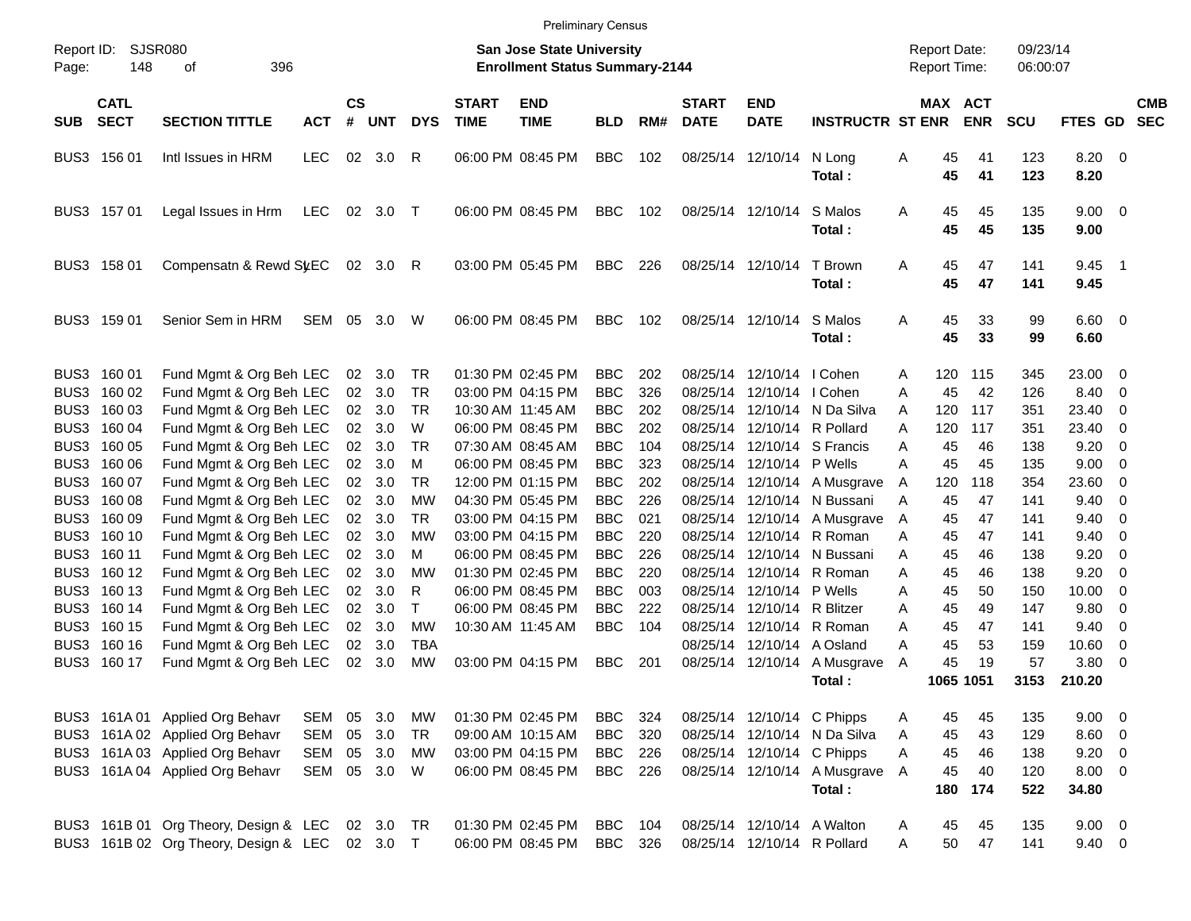Preliminary Census

Report ID: SJSR080

**San Jose State University**
**Enrollment Status Summary-2144**

Report Date: 09/23/14
Report Time: 06:00:07

| SUB | CATL SECT | SECTION TITTLE | ACT | CS # | UNT | DYS | START TIME | END TIME | BLD | RM# | START DATE | END DATE | INSTRUCTR | ST | MAX ENR | ACT ENR | SCU | FTES | GD | CMB SEC |
|---|---|---|---|---|---|---|---|---|---|---|---|---|---|---|---|---|---|---|---|---|
| BUS3 | 156 01 | Intl Issues in HRM | LEC | 02 | 3.0 | R | 06:00 PM | 08:45 PM | BBC | 102 | 08/25/14 | 12/10/14 | N Long | A | 45 | 41 | 123 | 8.20 | 0 | |
| | | | | | | | | | | | | | **Total :** | | **45** | **41** | **123** | **8.20** | | |
| BUS3 | 157 01 | Legal Issues in Hrm | LEC | 02 | 3.0 | T | 06:00 PM | 08:45 PM | BBC | 102 | 08/25/14 | 12/10/14 | S Malos | A | 45 | 45 | 135 | 9.00 | 0 | |
| | | | | | | | | | | | | | **Total :** | | **45** | **45** | **135** | **9.00** | | |
| BUS3 | 158 01 | Compensatn & Rewd Sy | LEC | 02 | 3.0 | R | 03:00 PM | 05:45 PM | BBC | 226 | 08/25/14 | 12/10/14 | T Brown | A | 45 | 47 | 141 | 9.45 | 1 | |
| | | | | | | | | | | | | | **Total :** | | **45** | **47** | **141** | **9.45** | | |
| BUS3 | 159 01 | Senior Sem in HRM | SEM | 05 | 3.0 | W | 06:00 PM | 08:45 PM | BBC | 102 | 08/25/14 | 12/10/14 | S Malos | A | 45 | 33 | 99 | 6.60 | 0 | |
| | | | | | | | | | | | | | **Total :** | | **45** | **33** | **99** | **6.60** | | |
| BUS3 | 160 01 | Fund Mgmt & Org Beh | LEC | 02 | 3.0 | TR | 01:30 PM | 02:45 PM | BBC | 202 | 08/25/14 | 12/10/14 | I Cohen | A | 120 | 115 | 345 | 23.00 | 0 | |
| BUS3 | 160 02 | Fund Mgmt & Org Beh | LEC | 02 | 3.0 | TR | 03:00 PM | 04:15 PM | BBC | 326 | 08/25/14 | 12/10/14 | I Cohen | A | 45 | 42 | 126 | 8.40 | 0 | |
| BUS3 | 160 03 | Fund Mgmt & Org Beh | LEC | 02 | 3.0 | TR | 10:30 AM | 11:45 AM | BBC | 202 | 08/25/14 | 12/10/14 | N Da Silva | A | 120 | 117 | 351 | 23.40 | 0 | |
| BUS3 | 160 04 | Fund Mgmt & Org Beh | LEC | 02 | 3.0 | W | 06:00 PM | 08:45 PM | BBC | 202 | 08/25/14 | 12/10/14 | R Pollard | A | 120 | 117 | 351 | 23.40 | 0 | |
| BUS3 | 160 05 | Fund Mgmt & Org Beh | LEC | 02 | 3.0 | TR | 07:30 AM | 08:45 AM | BBC | 104 | 08/25/14 | 12/10/14 | S Francis | A | 45 | 46 | 138 | 9.20 | 0 | |
| BUS3 | 160 06 | Fund Mgmt & Org Beh | LEC | 02 | 3.0 | M | 06:00 PM | 08:45 PM | BBC | 323 | 08/25/14 | 12/10/14 | P Wells | A | 45 | 45 | 135 | 9.00 | 0 | |
| BUS3 | 160 07 | Fund Mgmt & Org Beh | LEC | 02 | 3.0 | TR | 12:00 PM | 01:15 PM | BBC | 202 | 08/25/14 | 12/10/14 | A Musgrave | A | 120 | 118 | 354 | 23.60 | 0 | |
| BUS3 | 160 08 | Fund Mgmt & Org Beh | LEC | 02 | 3.0 | MW | 04:30 PM | 05:45 PM | BBC | 226 | 08/25/14 | 12/10/14 | N Bussani | A | 45 | 47 | 141 | 9.40 | 0 | |
| BUS3 | 160 09 | Fund Mgmt & Org Beh | LEC | 02 | 3.0 | TR | 03:00 PM | 04:15 PM | BBC | 021 | 08/25/14 | 12/10/14 | A Musgrave | A | 45 | 47 | 141 | 9.40 | 0 | |
| BUS3 | 160 10 | Fund Mgmt & Org Beh | LEC | 02 | 3.0 | MW | 03:00 PM | 04:15 PM | BBC | 220 | 08/25/14 | 12/10/14 | R Roman | A | 45 | 47 | 141 | 9.40 | 0 | |
| BUS3 | 160 11 | Fund Mgmt & Org Beh | LEC | 02 | 3.0 | M | 06:00 PM | 08:45 PM | BBC | 226 | 08/25/14 | 12/10/14 | N Bussani | A | 45 | 46 | 138 | 9.20 | 0 | |
| BUS3 | 160 12 | Fund Mgmt & Org Beh | LEC | 02 | 3.0 | MW | 01:30 PM | 02:45 PM | BBC | 220 | 08/25/14 | 12/10/14 | R Roman | A | 45 | 46 | 138 | 9.20 | 0 | |
| BUS3 | 160 13 | Fund Mgmt & Org Beh | LEC | 02 | 3.0 | R | 06:00 PM | 08:45 PM | BBC | 003 | 08/25/14 | 12/10/14 | P Wells | A | 45 | 50 | 150 | 10.00 | 0 | |
| BUS3 | 160 14 | Fund Mgmt & Org Beh | LEC | 02 | 3.0 | T | 06:00 PM | 08:45 PM | BBC | 222 | 08/25/14 | 12/10/14 | R Blitzer | A | 45 | 49 | 147 | 9.80 | 0 | |
| BUS3 | 160 15 | Fund Mgmt & Org Beh | LEC | 02 | 3.0 | MW | 10:30 AM | 11:45 AM | BBC | 104 | 08/25/14 | 12/10/14 | R Roman | A | 45 | 47 | 141 | 9.40 | 0 | |
| BUS3 | 160 16 | Fund Mgmt & Org Beh | LEC | 02 | 3.0 | TBA | | | | | 08/25/14 | 12/10/14 | A Osland | A | 45 | 53 | 159 | 10.60 | 0 | |
| BUS3 | 160 17 | Fund Mgmt & Org Beh | LEC | 02 | 3.0 | MW | 03:00 PM | 04:15 PM | BBC | 201 | 08/25/14 | 12/10/14 | A Musgrave | A | 45 | 19 | 57 | 3.80 | 0 | |
| | | | | | | | | | | | | | **Total :** | | **1065** | **1051** | **3153** | **210.20** | | |
| BUS3 | 161A 01 | Applied Org Behavr | SEM | 05 | 3.0 | MW | 01:30 PM | 02:45 PM | BBC | 324 | 08/25/14 | 12/10/14 | C Phipps | A | 45 | 45 | 135 | 9.00 | 0 | |
| BUS3 | 161A 02 | Applied Org Behavr | SEM | 05 | 3.0 | TR | 09:00 AM | 10:15 AM | BBC | 320 | 08/25/14 | 12/10/14 | N Da Silva | A | 45 | 43 | 129 | 8.60 | 0 | |
| BUS3 | 161A 03 | Applied Org Behavr | SEM | 05 | 3.0 | MW | 03:00 PM | 04:15 PM | BBC | 226 | 08/25/14 | 12/10/14 | C Phipps | A | 45 | 46 | 138 | 9.20 | 0 | |
| BUS3 | 161A 04 | Applied Org Behavr | SEM | 05 | 3.0 | W | 06:00 PM | 08:45 PM | BBC | 226 | 08/25/14 | 12/10/14 | A Musgrave | A | 45 | 40 | 120 | 8.00 | 0 | |
| | | | | | | | | | | | | | **Total :** | | **180** | **174** | **522** | **34.80** | | |
| BUS3 | 161B 01 | Org Theory, Design & | LEC | 02 | 3.0 | TR | 01:30 PM | 02:45 PM | BBC | 104 | 08/25/14 | 12/10/14 | A Walton | A | 45 | 45 | 135 | 9.00 | 0 | |
| BUS3 | 161B 02 | Org Theory, Design & | LEC | 02 | 3.0 | T | 06:00 PM | 08:45 PM | BBC | 326 | 08/25/14 | 12/10/14 | R Pollard | A | 50 | 47 | 141 | 9.40 | 0 | |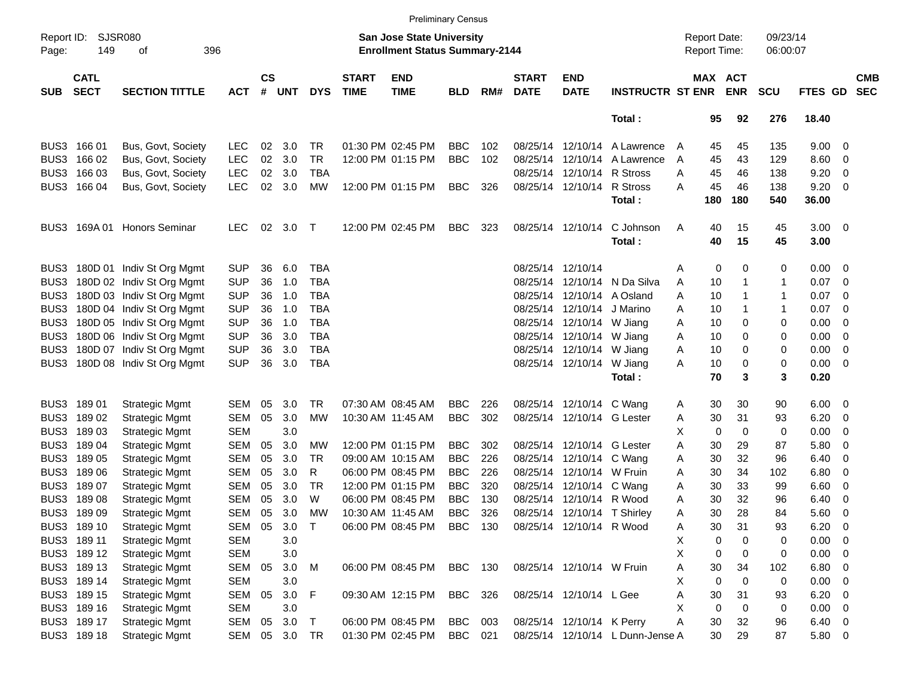Preliminary Census

Report ID: SJSR080
Page: 149 of 396

**San Jose State University**
**Enrollment Status Summary-2144**

Report Date: 09/23/14
Report Time: 06:00:07

| SUB | CATL SECT | SECTION TITTLE | ACT | CS # | UNT | DYS | START TIME | END TIME | BLD | RM# | START DATE | END DATE | INSTRUCTR | ST | MAX ENR | ACT ENR | SCU | FTES | GD | CMB SEC |
|---|---|---|---|---|---|---|---|---|---|---|---|---|---|---|---|---|---|---|---|---|
| | | | | | | | | | | | | | **Total :** | | **95** | **92** | **276** | **18.40** | | |
| BUS3 | 166 01 | Bus, Govt, Society | LEC | 02 | 3.0 | TR | 01:30 PM | 02:45 PM | BBC | 102 | 08/25/14 | 12/10/14 | A Lawrence | A | 45 | 45 | 135 | 9.00 | 0 | |
| BUS3 | 166 02 | Bus, Govt, Society | LEC | 02 | 3.0 | TR | 12:00 PM | 01:15 PM | BBC | 102 | 08/25/14 | 12/10/14 | A Lawrence | A | 45 | 43 | 129 | 8.60 | 0 | |
| BUS3 | 166 03 | Bus, Govt, Society | LEC | 02 | 3.0 | TBA | | | | | 08/25/14 | 12/10/14 | R Stross | A | 45 | 46 | 138 | 9.20 | 0 | |
| BUS3 | 166 04 | Bus, Govt, Society | LEC | 02 | 3.0 | MW | 12:00 PM | 01:15 PM | BBC | 326 | 08/25/14 | 12/10/14 | R Stross | A | 45 | 46 | 138 | 9.20 | 0 | |
| | | | | | | | | | | | | | **Total :** | | **180** | **180** | **540** | **36.00** | | |
| BUS3 | 169A 01 | Honors Seminar | LEC | 02 | 3.0 | T | 12:00 PM | 02:45 PM | BBC | 323 | 08/25/14 | 12/10/14 | C Johnson | A | 40 | 15 | 45 | 3.00 | 0 | |
| | | | | | | | | | | | | | **Total :** | | **40** | **15** | **45** | **3.00** | | |
| BUS3 | 180D 01 | Indiv St Org Mgmt | SUP | 36 | 6.0 | TBA | | | | | 08/25/14 | 12/10/14 | | A | 0 | 0 | 0 | 0.00 | 0 | |
| BUS3 | 180D 02 | Indiv St Org Mgmt | SUP | 36 | 1.0 | TBA | | | | | 08/25/14 | 12/10/14 | N Da Silva | A | 10 | 1 | 1 | 0.07 | 0 | |
| BUS3 | 180D 03 | Indiv St Org Mgmt | SUP | 36 | 1.0 | TBA | | | | | 08/25/14 | 12/10/14 | A Osland | A | 10 | 1 | 1 | 0.07 | 0 | |
| BUS3 | 180D 04 | Indiv St Org Mgmt | SUP | 36 | 1.0 | TBA | | | | | 08/25/14 | 12/10/14 | J Marino | A | 10 | 1 | 1 | 0.07 | 0 | |
| BUS3 | 180D 05 | Indiv St Org Mgmt | SUP | 36 | 1.0 | TBA | | | | | 08/25/14 | 12/10/14 | W Jiang | A | 10 | 0 | 0 | 0.00 | 0 | |
| BUS3 | 180D 06 | Indiv St Org Mgmt | SUP | 36 | 3.0 | TBA | | | | | 08/25/14 | 12/10/14 | W Jiang | A | 10 | 0 | 0 | 0.00 | 0 | |
| BUS3 | 180D 07 | Indiv St Org Mgmt | SUP | 36 | 3.0 | TBA | | | | | 08/25/14 | 12/10/14 | W Jiang | A | 10 | 0 | 0 | 0.00 | 0 | |
| BUS3 | 180D 08 | Indiv St Org Mgmt | SUP | 36 | 3.0 | TBA | | | | | 08/25/14 | 12/10/14 | W Jiang | A | 10 | 0 | 0 | 0.00 | 0 | |
| | | | | | | | | | | | | | **Total :** | | **70** | **3** | **3** | **0.20** | | |
| BUS3 | 189 01 | Strategic Mgmt | SEM | 05 | 3.0 | TR | 07:30 AM | 08:45 AM | BBC | 226 | 08/25/14 | 12/10/14 | C Wang | A | 30 | 30 | 90 | 6.00 | 0 | |
| BUS3 | 189 02 | Strategic Mgmt | SEM | 05 | 3.0 | MW | 10:30 AM | 11:45 AM | BBC | 302 | 08/25/14 | 12/10/14 | G Lester | A | 30 | 31 | 93 | 6.20 | 0 | |
| BUS3 | 189 03 | Strategic Mgmt | SEM | | 3.0 | | | | | | | | | X | 0 | 0 | 0 | 0.00 | 0 | |
| BUS3 | 189 04 | Strategic Mgmt | SEM | 05 | 3.0 | MW | 12:00 PM | 01:15 PM | BBC | 302 | 08/25/14 | 12/10/14 | G Lester | A | 30 | 29 | 87 | 5.80 | 0 | |
| BUS3 | 189 05 | Strategic Mgmt | SEM | 05 | 3.0 | TR | 09:00 AM | 10:15 AM | BBC | 226 | 08/25/14 | 12/10/14 | C Wang | A | 30 | 32 | 96 | 6.40 | 0 | |
| BUS3 | 189 06 | Strategic Mgmt | SEM | 05 | 3.0 | R | 06:00 PM | 08:45 PM | BBC | 226 | 08/25/14 | 12/10/14 | W Fruin | A | 30 | 34 | 102 | 6.80 | 0 | |
| BUS3 | 189 07 | Strategic Mgmt | SEM | 05 | 3.0 | TR | 12:00 PM | 01:15 PM | BBC | 320 | 08/25/14 | 12/10/14 | C Wang | A | 30 | 33 | 99 | 6.60 | 0 | |
| BUS3 | 189 08 | Strategic Mgmt | SEM | 05 | 3.0 | W | 06:00 PM | 08:45 PM | BBC | 130 | 08/25/14 | 12/10/14 | R Wood | A | 30 | 32 | 96 | 6.40 | 0 | |
| BUS3 | 189 09 | Strategic Mgmt | SEM | 05 | 3.0 | MW | 10:30 AM | 11:45 AM | BBC | 326 | 08/25/14 | 12/10/14 | T Shirley | A | 30 | 28 | 84 | 5.60 | 0 | |
| BUS3 | 189 10 | Strategic Mgmt | SEM | 05 | 3.0 | T | 06:00 PM | 08:45 PM | BBC | 130 | 08/25/14 | 12/10/14 | R Wood | A | 30 | 31 | 93 | 6.20 | 0 | |
| BUS3 | 189 11 | Strategic Mgmt | SEM | | 3.0 | | | | | | | | | X | 0 | 0 | 0 | 0.00 | 0 | |
| BUS3 | 189 12 | Strategic Mgmt | SEM | | 3.0 | | | | | | | | | X | 0 | 0 | 0 | 0.00 | 0 | |
| BUS3 | 189 13 | Strategic Mgmt | SEM | 05 | 3.0 | M | 06:00 PM | 08:45 PM | BBC | 130 | 08/25/14 | 12/10/14 | W Fruin | A | 30 | 34 | 102 | 6.80 | 0 | |
| BUS3 | 189 14 | Strategic Mgmt | SEM | | 3.0 | | | | | | | | | X | 0 | 0 | 0 | 0.00 | 0 | |
| BUS3 | 189 15 | Strategic Mgmt | SEM | 05 | 3.0 | F | 09:30 AM | 12:15 PM | BBC | 326 | 08/25/14 | 12/10/14 | L Gee | A | 30 | 31 | 93 | 6.20 | 0 | |
| BUS3 | 189 16 | Strategic Mgmt | SEM | | 3.0 | | | | | | | | | X | 0 | 0 | 0 | 0.00 | 0 | |
| BUS3 | 189 17 | Strategic Mgmt | SEM | 05 | 3.0 | T | 06:00 PM | 08:45 PM | BBC | 003 | 08/25/14 | 12/10/14 | K Perry | A | 30 | 32 | 96 | 6.40 | 0 | |
| BUS3 | 189 18 | Strategic Mgmt | SEM | 05 | 3.0 | TR | 01:30 PM | 02:45 PM | BBC | 021 | 08/25/14 | 12/10/14 | L Dunn-Jense | A | 30 | 29 | 87 | 5.80 | 0 | |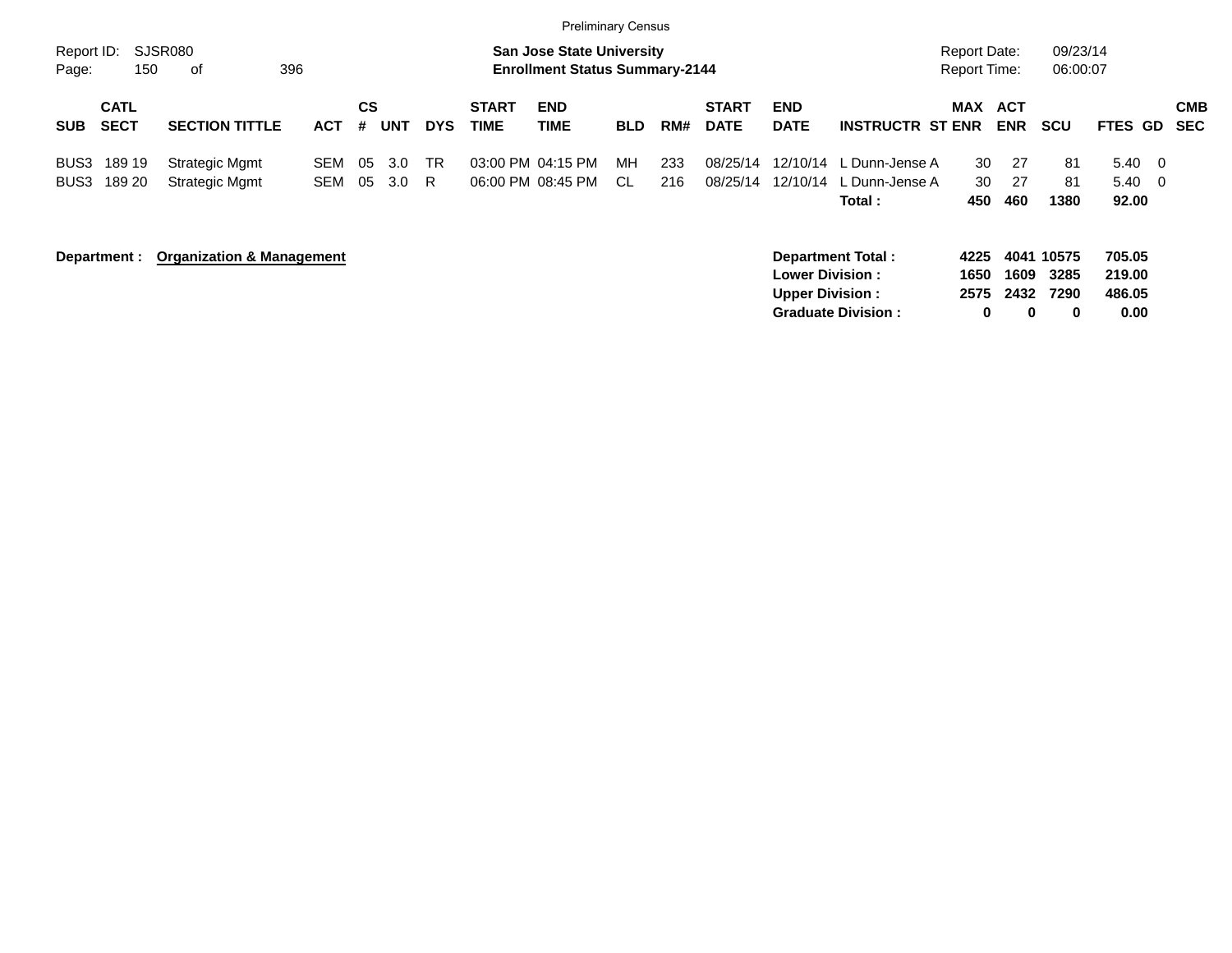Preliminary Census

Report ID: SJSR080
Page: 150 of 396

**San Jose State University**
**Enrollment Status Summary-2144**

Report Date: 09/23/14
Report Time: 06:00:07

| SUB | CATL SECT | SECTION TITTLE | ACT | CS # | UNT | DYS | START TIME | END TIME | BLD | RM# | START DATE | END DATE | INSTRUCTR | ST | MAX ENR | ACT ENR | SCU | FTES | GD | CMB SEC |
|---|---|---|---|---|---|---|---|---|---|---|---|---|---|---|---|---|---|---|---|---|
| BUS3 | 189 19 | Strategic Mgmt | SEM | 05 | 3.0 | TR | 03:00 PM | 04:15 PM | MH | 233 | 08/25/14 | 12/10/14 | L Dunn-Jense | A | 30 | 27 | 81 | 5.40 | 0 | |
| BUS3 | 189 20 | Strategic Mgmt | SEM | 05 | 3.0 | R | 06:00 PM | 08:45 PM | CL | 216 | 08/25/14 | 12/10/14 | L Dunn-Jense | A | 30 | 27 | 81 | 5.40 | 0 | |
| | | | | | | | | | | | | | **Total :** | | **450** | **460** | **1380** | **92.00** | | |

**Department :** **Organization & Management**

| | MAX ENR | ACT ENR | SCU | FTES |
|---|---|---|---|---|
| **Department Total :** | **4225** | **4041** | **10575** | **705.05** |
| **Lower Division :** | **1650** | **1609** | **3285** | **219.00** |
| **Upper Division :** | **2575** | **2432** | **7290** | **486.05** |
| **Graduate Division :** | **0** | **0** | **0** | **0.00** |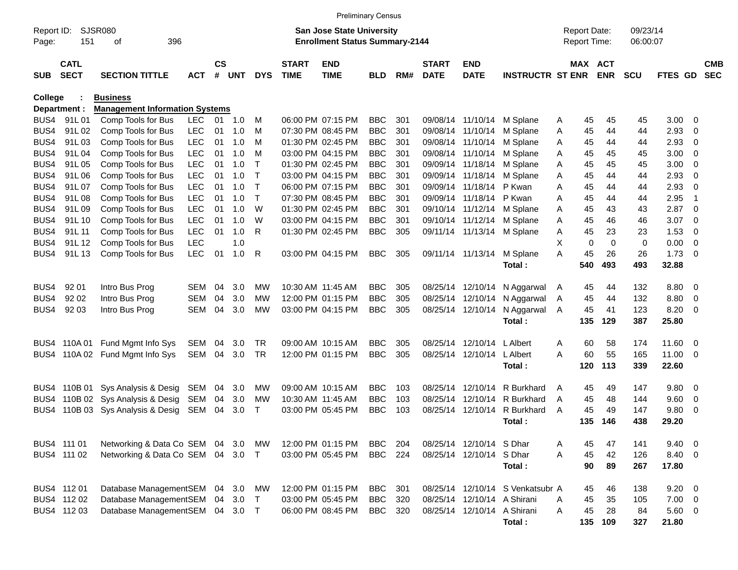Preliminary Census

Report ID: SJSR080
Page: 151 of 396

**San Jose State University**
**Enrollment Status Summary-2144**

Report Date: 09/23/14
Report Time: 06:00:07

**College : Business**
**Department : Management Information Systems**

| SUB | CATL SECT | SECTION TITTLE | ACT | CS # | UNT | DYS | START TIME | END TIME | BLD | RM# | START DATE | END DATE | INSTRUCTR | ST | MAX ENR | ACT ENR | SCU | FTES | GD | CMB SEC |
|---|---|---|---|---|---|---|---|---|---|---|---|---|---|---|---|---|---|---|---|---|
| BUS4 | 91L 01 | Comp Tools for Bus | LEC | 01 | 1.0 | M | 06:00 PM | 07:15 PM | BBC | 301 | 09/08/14 | 11/10/14 | M Splane | A | 45 | 45 | 45 | 3.00 | 0 | |
| BUS4 | 91L 02 | Comp Tools for Bus | LEC | 01 | 1.0 | M | 07:30 PM | 08:45 PM | BBC | 301 | 09/08/14 | 11/10/14 | M Splane | A | 45 | 44 | 44 | 2.93 | 0 | |
| BUS4 | 91L 03 | Comp Tools for Bus | LEC | 01 | 1.0 | M | 01:30 PM | 02:45 PM | BBC | 301 | 09/08/14 | 11/10/14 | M Splane | A | 45 | 44 | 44 | 2.93 | 0 | |
| BUS4 | 91L 04 | Comp Tools for Bus | LEC | 01 | 1.0 | M | 03:00 PM | 04:15 PM | BBC | 301 | 09/08/14 | 11/10/14 | M Splane | A | 45 | 45 | 45 | 3.00 | 0 | |
| BUS4 | 91L 05 | Comp Tools for Bus | LEC | 01 | 1.0 | T | 01:30 PM | 02:45 PM | BBC | 301 | 09/09/14 | 11/18/14 | M Splane | A | 45 | 45 | 45 | 3.00 | 0 | |
| BUS4 | 91L 06 | Comp Tools for Bus | LEC | 01 | 1.0 | T | 03:00 PM | 04:15 PM | BBC | 301 | 09/09/14 | 11/18/14 | M Splane | A | 45 | 44 | 44 | 2.93 | 0 | |
| BUS4 | 91L 07 | Comp Tools for Bus | LEC | 01 | 1.0 | T | 06:00 PM | 07:15 PM | BBC | 301 | 09/09/14 | 11/18/14 | P Kwan | A | 45 | 44 | 44 | 2.93 | 0 | |
| BUS4 | 91L 08 | Comp Tools for Bus | LEC | 01 | 1.0 | T | 07:30 PM | 08:45 PM | BBC | 301 | 09/09/14 | 11/18/14 | P Kwan | A | 45 | 44 | 44 | 2.95 | 1 | |
| BUS4 | 91L 09 | Comp Tools for Bus | LEC | 01 | 1.0 | W | 01:30 PM | 02:45 PM | BBC | 301 | 09/10/14 | 11/12/14 | M Splane | A | 45 | 43 | 43 | 2.87 | 0 | |
| BUS4 | 91L 10 | Comp Tools for Bus | LEC | 01 | 1.0 | W | 03:00 PM | 04:15 PM | BBC | 301 | 09/10/14 | 11/12/14 | M Splane | A | 45 | 46 | 46 | 3.07 | 0 | |
| BUS4 | 91L 11 | Comp Tools for Bus | LEC | 01 | 1.0 | R | 01:30 PM | 02:45 PM | BBC | 305 | 09/11/14 | 11/13/14 | M Splane | A | 45 | 23 | 23 | 1.53 | 0 | |
| BUS4 | 91L 12 | Comp Tools for Bus | LEC | | 1.0 | | | | | | | | | X | 0 | 0 | 0 | 0.00 | 0 | |
| BUS4 | 91L 13 | Comp Tools for Bus | LEC | 01 | 1.0 | R | 03:00 PM | 04:15 PM | BBC | 305 | 09/11/14 | 11/13/14 | M Splane | A | 45 | 26 | 26 | 1.73 | 0 | |
| | | | | | | | | | | | | | **Total :** | | **540** | **493** | **493** | **32.88** | | |
| BUS4 | 92 01 | Intro Bus Prog | SEM | 04 | 3.0 | MW | 10:30 AM | 11:45 AM | BBC | 305 | 08/25/14 | 12/10/14 | N Aggarwal | A | 45 | 44 | 132 | 8.80 | 0 | |
| BUS4 | 92 02 | Intro Bus Prog | SEM | 04 | 3.0 | MW | 12:00 PM | 01:15 PM | BBC | 305 | 08/25/14 | 12/10/14 | N Aggarwal | A | 45 | 44 | 132 | 8.80 | 0 | |
| BUS4 | 92 03 | Intro Bus Prog | SEM | 04 | 3.0 | MW | 03:00 PM | 04:15 PM | BBC | 305 | 08/25/14 | 12/10/14 | N Aggarwal | A | 45 | 41 | 123 | 8.20 | 0 | |
| | | | | | | | | | | | | | **Total :** | | **135** | **129** | **387** | **25.80** | | |
| BUS4 | 110A 01 | Fund Mgmt Info Sys | SEM | 04 | 3.0 | TR | 09:00 AM | 10:15 AM | BBC | 305 | 08/25/14 | 12/10/14 | L Albert | A | 60 | 58 | 174 | 11.60 | 0 | |
| BUS4 | 110A 02 | Fund Mgmt Info Sys | SEM | 04 | 3.0 | TR | 12:00 PM | 01:15 PM | BBC | 305 | 08/25/14 | 12/10/14 | L Albert | A | 60 | 55 | 165 | 11.00 | 0 | |
| | | | | | | | | | | | | | **Total :** | | **120** | **113** | **339** | **22.60** | | |
| BUS4 | 110B 01 | Sys Analysis & Desig | SEM | 04 | 3.0 | MW | 09:00 AM | 10:15 AM | BBC | 103 | 08/25/14 | 12/10/14 | R Burkhard | A | 45 | 49 | 147 | 9.80 | 0 | |
| BUS4 | 110B 02 | Sys Analysis & Desig | SEM | 04 | 3.0 | MW | 10:30 AM | 11:45 AM | BBC | 103 | 08/25/14 | 12/10/14 | R Burkhard | A | 45 | 48 | 144 | 9.60 | 0 | |
| BUS4 | 110B 03 | Sys Analysis & Desig | SEM | 04 | 3.0 | T | 03:00 PM | 05:45 PM | BBC | 103 | 08/25/14 | 12/10/14 | R Burkhard | A | 45 | 49 | 147 | 9.80 | 0 | |
| | | | | | | | | | | | | | **Total :** | | **135** | **146** | **438** | **29.20** | | |
| BUS4 | 111 01 | Networking & Data Co | SEM | 04 | 3.0 | MW | 12:00 PM | 01:15 PM | BBC | 204 | 08/25/14 | 12/10/14 | S Dhar | A | 45 | 47 | 141 | 9.40 | 0 | |
| BUS4 | 111 02 | Networking & Data Co | SEM | 04 | 3.0 | T | 03:00 PM | 05:45 PM | BBC | 224 | 08/25/14 | 12/10/14 | S Dhar | A | 45 | 42 | 126 | 8.40 | 0 | |
| | | | | | | | | | | | | | **Total :** | | **90** | **89** | **267** | **17.80** | | |
| BUS4 | 112 01 | Database Management | SEM | 04 | 3.0 | MW | 12:00 PM | 01:15 PM | BBC | 301 | 08/25/14 | 12/10/14 | S Venkatsubr | A | 45 | 46 | 138 | 9.20 | 0 | |
| BUS4 | 112 02 | Database Management | SEM | 04 | 3.0 | T | 03:00 PM | 05:45 PM | BBC | 320 | 08/25/14 | 12/10/14 | A Shirani | A | 45 | 35 | 105 | 7.00 | 0 | |
| BUS4 | 112 03 | Database Management | SEM | 04 | 3.0 | T | 06:00 PM | 08:45 PM | BBC | 320 | 08/25/14 | 12/10/14 | A Shirani | A | 45 | 28 | 84 | 5.60 | 0 | |
| | | | | | | | | | | | | | **Total :** | | **135** | **109** | **327** | **21.80** | | |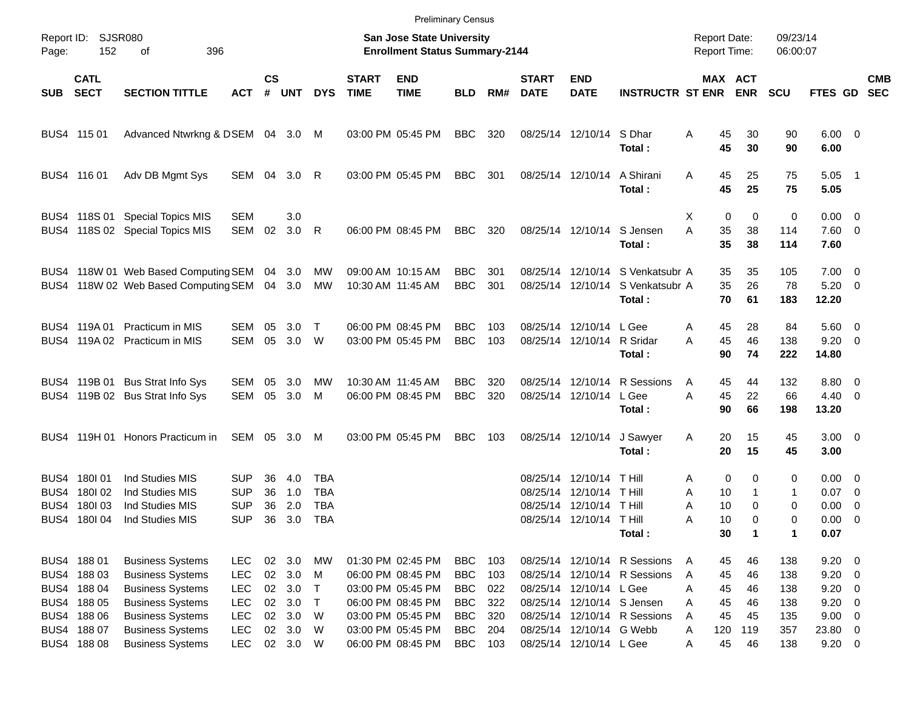Preliminary Census

Report ID: SJSR080
Page: 152 of 396

**San Jose State University**
**Enrollment Status Summary-2144**

Report Date: 09/23/14
Report Time: 06:00:07

| SUB | CATL SECT | SECTION TITTLE | ACT | CS # | UNT | DYS | START TIME | END TIME | BLD | RM# | START DATE | END DATE | INSTRUCTR | ST | MAX ENR | ACT ENR | SCU | FTES | GD | CMB SEC |
|---|---|---|---|---|---|---|---|---|---|---|---|---|---|---|---|---|---|---|---|---|
| BUS4 | 115 01 | Advanced Ntwrkng & D | SEM | 04 | 3.0 | M | 03:00 PM | 05:45 PM | BBC | 320 | 08/25/14 | 12/10/14 | S Dhar | A | 45 | 30 | 90 | 6.00 | 0 | |
| | | | | | | | | | | | | | **Total :** | | **45** | **30** | **90** | **6.00** | | |
| BUS4 | 116 01 | Adv DB Mgmt Sys | SEM | 04 | 3.0 | R | 03:00 PM | 05:45 PM | BBC | 301 | 08/25/14 | 12/10/14 | A Shirani | A | 45 | 25 | 75 | 5.05 | 1 | |
| | | | | | | | | | | | | | **Total :** | | **45** | **25** | **75** | **5.05** | | |
| BUS4 | 118S 01 | Special Topics MIS | SEM | | 3.0 | | | | | | | | | X | 0 | 0 | 0 | 0.00 | 0 | |
| BUS4 | 118S 02 | Special Topics MIS | SEM | 02 | 3.0 | R | 06:00 PM | 08:45 PM | BBC | 320 | 08/25/14 | 12/10/14 | S Jensen | A | 35 | 38 | 114 | 7.60 | 0 | |
| | | | | | | | | | | | | | **Total :** | | **35** | **38** | **114** | **7.60** | | |
| BUS4 | 118W 01 | Web Based Computing | SEM | 04 | 3.0 | MW | 09:00 AM | 10:15 AM | BBC | 301 | 08/25/14 | 12/10/14 | S Venkatsubr | A | 35 | 35 | 105 | 7.00 | 0 | |
| BUS4 | 118W 02 | Web Based Computing | SEM | 04 | 3.0 | MW | 10:30 AM | 11:45 AM | BBC | 301 | 08/25/14 | 12/10/14 | S Venkatsubr | A | 35 | 26 | 78 | 5.20 | 0 | |
| | | | | | | | | | | | | | **Total :** | | **70** | **61** | **183** | **12.20** | | |
| BUS4 | 119A 01 | Practicum in MIS | SEM | 05 | 3.0 | T | 06:00 PM | 08:45 PM | BBC | 103 | 08/25/14 | 12/10/14 | L Gee | A | 45 | 28 | 84 | 5.60 | 0 | |
| BUS4 | 119A 02 | Practicum in MIS | SEM | 05 | 3.0 | W | 03:00 PM | 05:45 PM | BBC | 103 | 08/25/14 | 12/10/14 | R Sridar | A | 45 | 46 | 138 | 9.20 | 0 | |
| | | | | | | | | | | | | | **Total :** | | **90** | **74** | **222** | **14.80** | | |
| BUS4 | 119B 01 | Bus Strat Info Sys | SEM | 05 | 3.0 | MW | 10:30 AM | 11:45 AM | BBC | 320 | 08/25/14 | 12/10/14 | R Sessions | A | 45 | 44 | 132 | 8.80 | 0 | |
| BUS4 | 119B 02 | Bus Strat Info Sys | SEM | 05 | 3.0 | M | 06:00 PM | 08:45 PM | BBC | 320 | 08/25/14 | 12/10/14 | L Gee | A | 45 | 22 | 66 | 4.40 | 0 | |
| | | | | | | | | | | | | | **Total :** | | **90** | **66** | **198** | **13.20** | | |
| BUS4 | 119H 01 | Honors Practicum in | SEM | 05 | 3.0 | M | 03:00 PM | 05:45 PM | BBC | 103 | 08/25/14 | 12/10/14 | J Sawyer | A | 20 | 15 | 45 | 3.00 | 0 | |
| | | | | | | | | | | | | | **Total :** | | **20** | **15** | **45** | **3.00** | | |
| BUS4 | 180I 01 | Ind Studies MIS | SUP | 36 | 4.0 | TBA | | | | | 08/25/14 | 12/10/14 | T Hill | A | 0 | 0 | 0 | 0.00 | 0 | |
| BUS4 | 180I 02 | Ind Studies MIS | SUP | 36 | 1.0 | TBA | | | | | 08/25/14 | 12/10/14 | T Hill | A | 10 | 1 | 1 | 0.07 | 0 | |
| BUS4 | 180I 03 | Ind Studies MIS | SUP | 36 | 2.0 | TBA | | | | | 08/25/14 | 12/10/14 | T Hill | A | 10 | 0 | 0 | 0.00 | 0 | |
| BUS4 | 180I 04 | Ind Studies MIS | SUP | 36 | 3.0 | TBA | | | | | 08/25/14 | 12/10/14 | T Hill | A | 10 | 0 | 0 | 0.00 | 0 | |
| | | | | | | | | | | | | | **Total :** | | **30** | **1** | **1** | **0.07** | | |
| BUS4 | 188 01 | Business Systems | LEC | 02 | 3.0 | MW | 01:30 PM | 02:45 PM | BBC | 103 | 08/25/14 | 12/10/14 | R Sessions | A | 45 | 46 | 138 | 9.20 | 0 | |
| BUS4 | 188 03 | Business Systems | LEC | 02 | 3.0 | M | 06:00 PM | 08:45 PM | BBC | 103 | 08/25/14 | 12/10/14 | R Sessions | A | 45 | 46 | 138 | 9.20 | 0 | |
| BUS4 | 188 04 | Business Systems | LEC | 02 | 3.0 | T | 03:00 PM | 05:45 PM | BBC | 022 | 08/25/14 | 12/10/14 | L Gee | A | 45 | 46 | 138 | 9.20 | 0 | |
| BUS4 | 188 05 | Business Systems | LEC | 02 | 3.0 | T | 06:00 PM | 08:45 PM | BBC | 322 | 08/25/14 | 12/10/14 | S Jensen | A | 45 | 46 | 138 | 9.20 | 0 | |
| BUS4 | 188 06 | Business Systems | LEC | 02 | 3.0 | W | 03:00 PM | 05:45 PM | BBC | 320 | 08/25/14 | 12/10/14 | R Sessions | A | 45 | 45 | 135 | 9.00 | 0 | |
| BUS4 | 188 07 | Business Systems | LEC | 02 | 3.0 | W | 03:00 PM | 05:45 PM | BBC | 204 | 08/25/14 | 12/10/14 | G Webb | A | 120 | 119 | 357 | 23.80 | 0 | |
| BUS4 | 188 08 | Business Systems | LEC | 02 | 3.0 | W | 06:00 PM | 08:45 PM | BBC | 103 | 08/25/14 | 12/10/14 | L Gee | A | 45 | 46 | 138 | 9.20 | 0 | |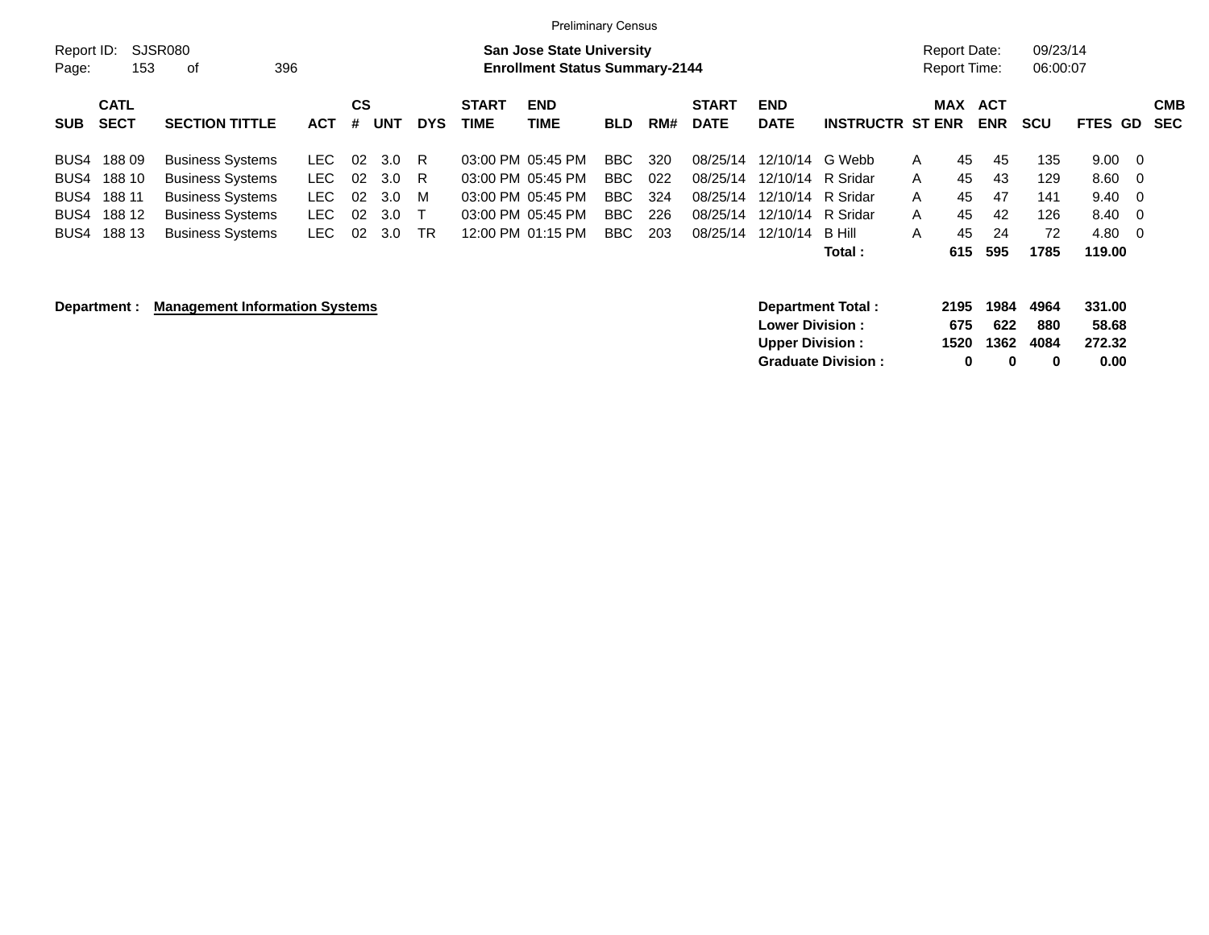Preliminary Census

Report ID: SJSR080

**San Jose State University**
**Enrollment Status Summary-2144**

Report Date: 09/23/14
Report Time: 06:00:07

| SUB | CATL SECT | SECTION TITTLE | ACT | CS # | UNT | DYS | START TIME | END TIME | BLD | RM# | START DATE | END DATE | INSTRUCTR | ST | MAX ENR | ACT ENR | SCU | FTES | GD | CMB SEC |
|---|---|---|---|---|---|---|---|---|---|---|---|---|---|---|---|---|---|---|---|---|
| BUS4 | 188 09 | Business Systems | LEC | 02 | 3.0 | R | 03:00 PM | 05:45 PM | BBC | 320 | 08/25/14 | 12/10/14 | G Webb | A | 45 | 45 | 135 | 9.00 | 0 | |
| BUS4 | 188 10 | Business Systems | LEC | 02 | 3.0 | R | 03:00 PM | 05:45 PM | BBC | 022 | 08/25/14 | 12/10/14 | R Sridar | A | 45 | 43 | 129 | 8.60 | 0 | |
| BUS4 | 188 11 | Business Systems | LEC | 02 | 3.0 | M | 03:00 PM | 05:45 PM | BBC | 324 | 08/25/14 | 12/10/14 | R Sridar | A | 45 | 47 | 141 | 9.40 | 0 | |
| BUS4 | 188 12 | Business Systems | LEC | 02 | 3.0 | T | 03:00 PM | 05:45 PM | BBC | 226 | 08/25/14 | 12/10/14 | R Sridar | A | 45 | 42 | 126 | 8.40 | 0 | |
| BUS4 | 188 13 | Business Systems | LEC | 02 | 3.0 | TR | 12:00 PM | 01:15 PM | BBC | 203 | 08/25/14 | 12/10/14 | B Hill | A | 45 | 24 | 72 | 4.80 | 0 | |
| | | | | | | | | | | | | | **Total :** | | **615** | **595** | **1785** | **119.00** | | |

**Department :** **Management Information Systems**

| | MAX ENR | ACT ENR | SCU | FTES |
|---|---|---|---|---|
| **Department Total :** | **2195** | **1984** | **4964** | **331.00** |
| **Lower Division :** | **675** | **622** | **880** | **58.68** |
| **Upper Division :** | **1520** | **1362** | **4084** | **272.32** |
| **Graduate Division :** | **0** | **0** | **0** | **0.00** |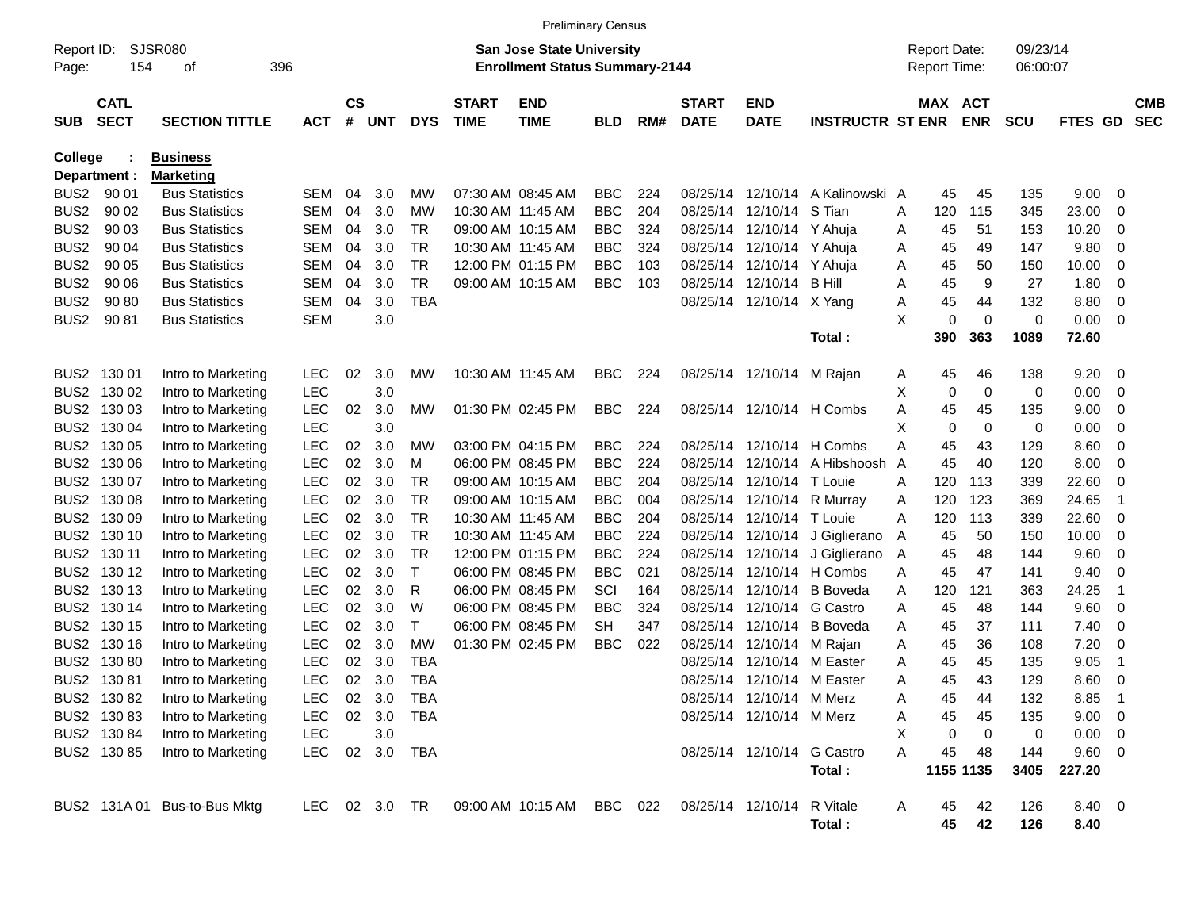Preliminary Census

Report ID: SJSR080
Page: 154 of 396

**San Jose State University**
**Enrollment Status Summary-2144**

Report Date: 09/23/14
Report Time: 06:00:07

**College : Business**
**Department : Marketing**

| SUB | CATL SECT | SECTION TITTLE | ACT | CS # | UNT | DYS | START TIME | END TIME | BLD | RM# | START DATE | END DATE | INSTRUCTR | ST | MAX ENR | ACT ENR | SCU | FTES | GD | CMB SEC |
|---|---|---|---|---|---|---|---|---|---|---|---|---|---|---|---|---|---|---|---|---|
| BUS2 | 90 01 | Bus Statistics | SEM | 04 | 3.0 | MW | 07:30 AM | 08:45 AM | BBC | 224 | 08/25/14 | 12/10/14 | A Kalinowski | A | 45 | 45 | 135 | 9.00 | 0 | |
| BUS2 | 90 02 | Bus Statistics | SEM | 04 | 3.0 | MW | 10:30 AM | 11:45 AM | BBC | 204 | 08/25/14 | 12/10/14 | S Tian | A | 120 | 115 | 345 | 23.00 | 0 | |
| BUS2 | 90 03 | Bus Statistics | SEM | 04 | 3.0 | TR | 09:00 AM | 10:15 AM | BBC | 324 | 08/25/14 | 12/10/14 | Y Ahuja | A | 45 | 51 | 153 | 10.20 | 0 | |
| BUS2 | 90 04 | Bus Statistics | SEM | 04 | 3.0 | TR | 10:30 AM | 11:45 AM | BBC | 324 | 08/25/14 | 12/10/14 | Y Ahuja | A | 45 | 49 | 147 | 9.80 | 0 | |
| BUS2 | 90 05 | Bus Statistics | SEM | 04 | 3.0 | TR | 12:00 PM | 01:15 PM | BBC | 103 | 08/25/14 | 12/10/14 | Y Ahuja | A | 45 | 50 | 150 | 10.00 | 0 | |
| BUS2 | 90 06 | Bus Statistics | SEM | 04 | 3.0 | TR | 09:00 AM | 10:15 AM | BBC | 103 | 08/25/14 | 12/10/14 | B Hill | A | 45 | 9 | 27 | 1.80 | 0 | |
| BUS2 | 90 80 | Bus Statistics | SEM | 04 | 3.0 | TBA | | | | | 08/25/14 | 12/10/14 | X Yang | A | 45 | 44 | 132 | 8.80 | 0 | |
| BUS2 | 90 81 | Bus Statistics | SEM | | 3.0 | | | | | | | | | X | 0 | 0 | 0 | 0.00 | 0 | |
| | | | | | | | | | | | | | **Total :** | | **390** | **363** | **1089** | **72.60** | | |
| BUS2 | 130 01 | Intro to Marketing | LEC | 02 | 3.0 | MW | 10:30 AM | 11:45 AM | BBC | 224 | 08/25/14 | 12/10/14 | M Rajan | A | 45 | 46 | 138 | 9.20 | 0 | |
| BUS2 | 130 02 | Intro to Marketing | LEC | | 3.0 | | | | | | | | | X | 0 | 0 | 0 | 0.00 | 0 | |
| BUS2 | 130 03 | Intro to Marketing | LEC | 02 | 3.0 | MW | 01:30 PM | 02:45 PM | BBC | 224 | 08/25/14 | 12/10/14 | H Combs | A | 45 | 45 | 135 | 9.00 | 0 | |
| BUS2 | 130 04 | Intro to Marketing | LEC | | 3.0 | | | | | | | | | X | 0 | 0 | 0 | 0.00 | 0 | |
| BUS2 | 130 05 | Intro to Marketing | LEC | 02 | 3.0 | MW | 03:00 PM | 04:15 PM | BBC | 224 | 08/25/14 | 12/10/14 | H Combs | A | 45 | 43 | 129 | 8.60 | 0 | |
| BUS2 | 130 06 | Intro to Marketing | LEC | 02 | 3.0 | M | 06:00 PM | 08:45 PM | BBC | 224 | 08/25/14 | 12/10/14 | A Hibshoosh | A | 45 | 40 | 120 | 8.00 | 0 | |
| BUS2 | 130 07 | Intro to Marketing | LEC | 02 | 3.0 | TR | 09:00 AM | 10:15 AM | BBC | 204 | 08/25/14 | 12/10/14 | T Louie | A | 120 | 113 | 339 | 22.60 | 0 | |
| BUS2 | 130 08 | Intro to Marketing | LEC | 02 | 3.0 | TR | 09:00 AM | 10:15 AM | BBC | 004 | 08/25/14 | 12/10/14 | R Murray | A | 120 | 123 | 369 | 24.65 | 1 | |
| BUS2 | 130 09 | Intro to Marketing | LEC | 02 | 3.0 | TR | 10:30 AM | 11:45 AM | BBC | 204 | 08/25/14 | 12/10/14 | T Louie | A | 120 | 113 | 339 | 22.60 | 0 | |
| BUS2 | 130 10 | Intro to Marketing | LEC | 02 | 3.0 | TR | 10:30 AM | 11:45 AM | BBC | 224 | 08/25/14 | 12/10/14 | J Giglierano | A | 45 | 50 | 150 | 10.00 | 0 | |
| BUS2 | 130 11 | Intro to Marketing | LEC | 02 | 3.0 | TR | 12:00 PM | 01:15 PM | BBC | 224 | 08/25/14 | 12/10/14 | J Giglierano | A | 45 | 48 | 144 | 9.60 | 0 | |
| BUS2 | 130 12 | Intro to Marketing | LEC | 02 | 3.0 | T | 06:00 PM | 08:45 PM | BBC | 021 | 08/25/14 | 12/10/14 | H Combs | A | 45 | 47 | 141 | 9.40 | 0 | |
| BUS2 | 130 13 | Intro to Marketing | LEC | 02 | 3.0 | R | 06:00 PM | 08:45 PM | SCI | 164 | 08/25/14 | 12/10/14 | B Boveda | A | 120 | 121 | 363 | 24.25 | 1 | |
| BUS2 | 130 14 | Intro to Marketing | LEC | 02 | 3.0 | W | 06:00 PM | 08:45 PM | BBC | 324 | 08/25/14 | 12/10/14 | G Castro | A | 45 | 48 | 144 | 9.60 | 0 | |
| BUS2 | 130 15 | Intro to Marketing | LEC | 02 | 3.0 | T | 06:00 PM | 08:45 PM | SH | 347 | 08/25/14 | 12/10/14 | B Boveda | A | 45 | 37 | 111 | 7.40 | 0 | |
| BUS2 | 130 16 | Intro to Marketing | LEC | 02 | 3.0 | MW | 01:30 PM | 02:45 PM | BBC | 022 | 08/25/14 | 12/10/14 | M Rajan | A | 45 | 36 | 108 | 7.20 | 0 | |
| BUS2 | 130 80 | Intro to Marketing | LEC | 02 | 3.0 | TBA | | | | | 08/25/14 | 12/10/14 | M Easter | A | 45 | 45 | 135 | 9.05 | 1 | |
| BUS2 | 130 81 | Intro to Marketing | LEC | 02 | 3.0 | TBA | | | | | 08/25/14 | 12/10/14 | M Easter | A | 45 | 43 | 129 | 8.60 | 0 | |
| BUS2 | 130 82 | Intro to Marketing | LEC | 02 | 3.0 | TBA | | | | | 08/25/14 | 12/10/14 | M Merz | A | 45 | 44 | 132 | 8.85 | 1 | |
| BUS2 | 130 83 | Intro to Marketing | LEC | 02 | 3.0 | TBA | | | | | 08/25/14 | 12/10/14 | M Merz | A | 45 | 45 | 135 | 9.00 | 0 | |
| BUS2 | 130 84 | Intro to Marketing | LEC | | 3.0 | | | | | | | | | X | 0 | 0 | 0 | 0.00 | 0 | |
| BUS2 | 130 85 | Intro to Marketing | LEC | 02 | 3.0 | TBA | | | | | 08/25/14 | 12/10/14 | G Castro | A | 45 | 48 | 144 | 9.60 | 0 | |
| | | | | | | | | | | | | | **Total :** | | **1155** | **1135** | **3405** | **227.20** | | |
| BUS2 | 131A 01 | Bus-to-Bus Mktg | LEC | 02 | 3.0 | TR | 09:00 AM | 10:15 AM | BBC | 022 | 08/25/14 | 12/10/14 | R Vitale | A | 45 | 42 | 126 | 8.40 | 0 | |
| | | | | | | | | | | | | | **Total :** | | **45** | **42** | **126** | **8.40** | | |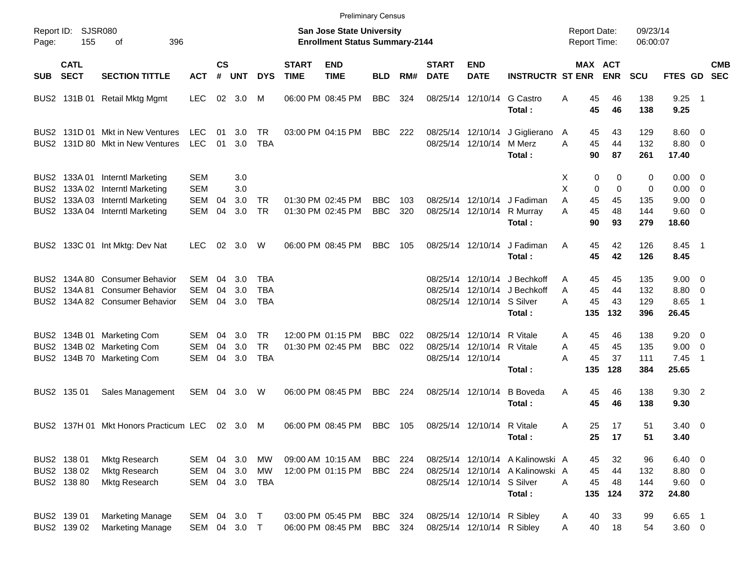Preliminary Census

Report ID: SJSR080

**San Jose State University**
**Enrollment Status Summary-2144**

Report Date: 09/23/14
Report Time: 06:00:07

| SUB | CATL SECT | SECTION TITTLE | ACT | CS # | UNT | DYS | START TIME | END TIME | BLD | RM# | START DATE | END DATE | INSTRUCTR | ST | MAX ENR | ACT ENR | SCU | FTES | GD | CMB SEC |
|---|---|---|---|---|---|---|---|---|---|---|---|---|---|---|---|---|---|---|---|---|
| BUS2 | 131B 01 | Retail Mktg Mgmt | LEC | 02 | 3.0 | M | 06:00 PM | 08:45 PM | BBC | 324 | 08/25/14 | 12/10/14 | G Castro | A | 45 | 46 | 138 | 9.25 | 1 | |
| | | | | | | | | | | | | | **Total :** | | **45** | **46** | **138** | **9.25** | | |
| BUS2 | 131D 01 | Mkt in New Ventures | LEC | 01 | 3.0 | TR | 03:00 PM | 04:15 PM | BBC | 222 | 08/25/14 | 12/10/14 | J Giglierano | A | 45 | 43 | 129 | 8.60 | 0 | |
| BUS2 | 131D 80 | Mkt in New Ventures | LEC | 01 | 3.0 | TBA | | | | | 08/25/14 | 12/10/14 | M Merz | A | 45 | 44 | 132 | 8.80 | 0 | |
| | | | | | | | | | | | | | **Total :** | | **90** | **87** | **261** | **17.40** | | |
| BUS2 | 133A 01 | Interntl Marketing | SEM | | 3.0 | | | | | | | | | X | 0 | 0 | 0 | 0.00 | 0 | |
| BUS2 | 133A 02 | Interntl Marketing | SEM | | 3.0 | | | | | | | | | X | 0 | 0 | 0 | 0.00 | 0 | |
| BUS2 | 133A 03 | Interntl Marketing | SEM | 04 | 3.0 | TR | 01:30 PM | 02:45 PM | BBC | 103 | 08/25/14 | 12/10/14 | J Fadiman | A | 45 | 45 | 135 | 9.00 | 0 | |
| BUS2 | 133A 04 | Interntl Marketing | SEM | 04 | 3.0 | TR | 01:30 PM | 02:45 PM | BBC | 320 | 08/25/14 | 12/10/14 | R Murray | A | 45 | 48 | 144 | 9.60 | 0 | |
| | | | | | | | | | | | | | **Total :** | | **90** | **93** | **279** | **18.60** | | |
| BUS2 | 133C 01 | Int Mktg: Dev Nat | LEC | 02 | 3.0 | W | 06:00 PM | 08:45 PM | BBC | 105 | 08/25/14 | 12/10/14 | J Fadiman | A | 45 | 42 | 126 | 8.45 | 1 | |
| | | | | | | | | | | | | | **Total :** | | **45** | **42** | **126** | **8.45** | | |
| BUS2 | 134A 80 | Consumer Behavior | SEM | 04 | 3.0 | TBA | | | | | 08/25/14 | 12/10/14 | J Bechkoff | A | 45 | 45 | 135 | 9.00 | 0 | |
| BUS2 | 134A 81 | Consumer Behavior | SEM | 04 | 3.0 | TBA | | | | | 08/25/14 | 12/10/14 | J Bechkoff | A | 45 | 44 | 132 | 8.80 | 0 | |
| BUS2 | 134A 82 | Consumer Behavior | SEM | 04 | 3.0 | TBA | | | | | 08/25/14 | 12/10/14 | S Silver | A | 45 | 43 | 129 | 8.65 | 1 | |
| | | | | | | | | | | | | | **Total :** | | **135** | **132** | **396** | **26.45** | | |
| BUS2 | 134B 01 | Marketing Com | SEM | 04 | 3.0 | TR | 12:00 PM | 01:15 PM | BBC | 022 | 08/25/14 | 12/10/14 | R Vitale | A | 45 | 46 | 138 | 9.20 | 0 | |
| BUS2 | 134B 02 | Marketing Com | SEM | 04 | 3.0 | TR | 01:30 PM | 02:45 PM | BBC | 022 | 08/25/14 | 12/10/14 | R Vitale | A | 45 | 45 | 135 | 9.00 | 0 | |
| BUS2 | 134B 70 | Marketing Com | SEM | 04 | 3.0 | TBA | | | | | 08/25/14 | 12/10/14 | | A | 45 | 37 | 111 | 7.45 | 1 | |
| | | | | | | | | | | | | | **Total :** | | **135** | **128** | **384** | **25.65** | | |
| BUS2 | 135 01 | Sales Management | SEM | 04 | 3.0 | W | 06:00 PM | 08:45 PM | BBC | 224 | 08/25/14 | 12/10/14 | B Boveda | A | 45 | 46 | 138 | 9.30 | 2 | |
| | | | | | | | | | | | | | **Total :** | | **45** | **46** | **138** | **9.30** | | |
| BUS2 | 137H 01 | Mkt Honors Practicum | LEC | 02 | 3.0 | M | 06:00 PM | 08:45 PM | BBC | 105 | 08/25/14 | 12/10/14 | R Vitale | A | 25 | 17 | 51 | 3.40 | 0 | |
| | | | | | | | | | | | | | **Total :** | | **25** | **17** | **51** | **3.40** | | |
| BUS2 | 138 01 | Mktg Research | SEM | 04 | 3.0 | MW | 09:00 AM | 10:15 AM | BBC | 224 | 08/25/14 | 12/10/14 | A Kalinowski | A | 45 | 32 | 96 | 6.40 | 0 | |
| BUS2 | 138 02 | Mktg Research | SEM | 04 | 3.0 | MW | 12:00 PM | 01:15 PM | BBC | 224 | 08/25/14 | 12/10/14 | A Kalinowski | A | 45 | 44 | 132 | 8.80 | 0 | |
| BUS2 | 138 80 | Mktg Research | SEM | 04 | 3.0 | TBA | | | | | 08/25/14 | 12/10/14 | S Silver | A | 45 | 48 | 144 | 9.60 | 0 | |
| | | | | | | | | | | | | | **Total :** | | **135** | **124** | **372** | **24.80** | | |
| BUS2 | 139 01 | Marketing Manage | SEM | 04 | 3.0 | T | 03:00 PM | 05:45 PM | BBC | 324 | 08/25/14 | 12/10/14 | R Sibley | A | 40 | 33 | 99 | 6.65 | 1 | |
| BUS2 | 139 02 | Marketing Manage | SEM | 04 | 3.0 | T | 06:00 PM | 08:45 PM | BBC | 324 | 08/25/14 | 12/10/14 | R Sibley | A | 40 | 18 | 54 | 3.60 | 0 | |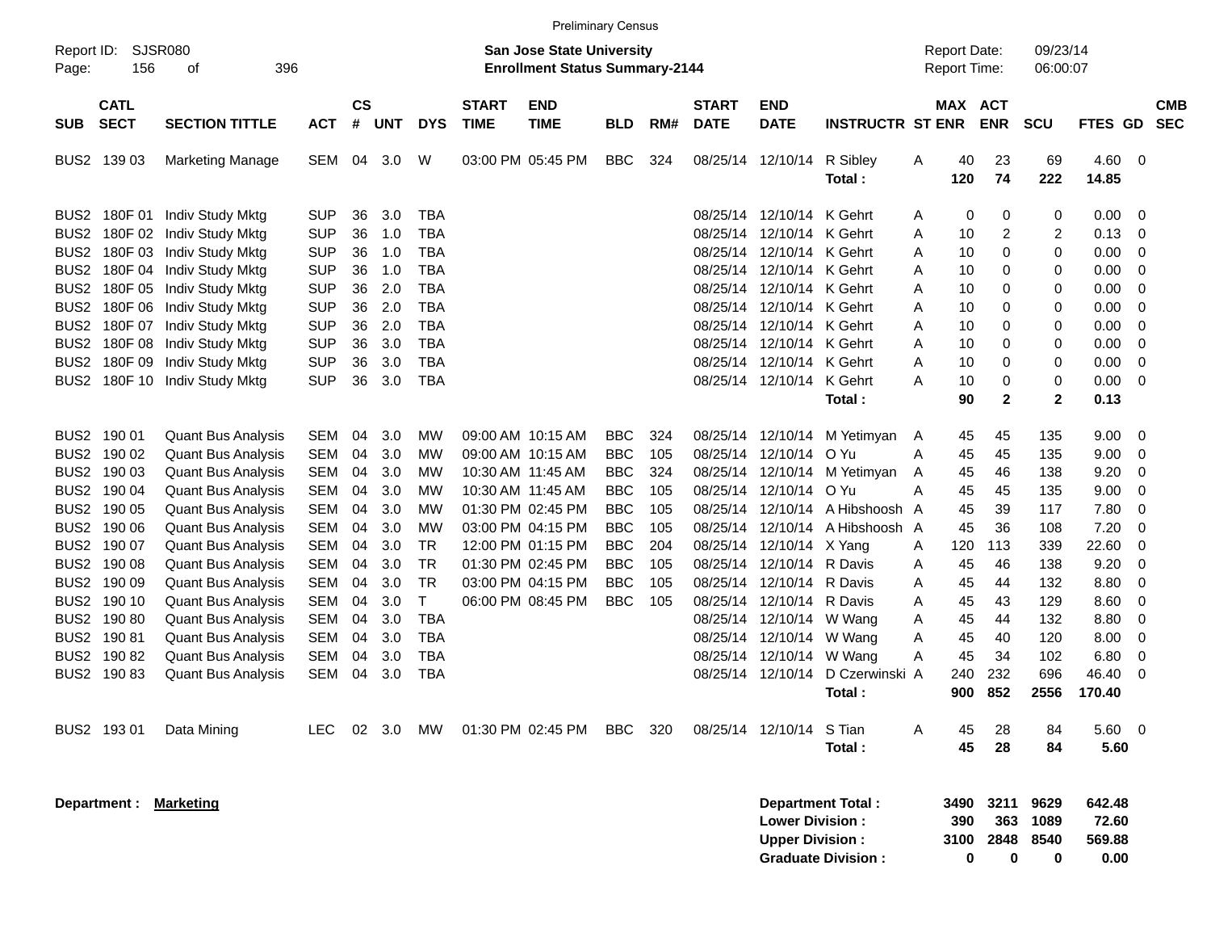Preliminary Census

Report ID: SJSR080

**San Jose State University**
**Enrollment Status Summary-2144**

Report Date: 09/23/14
Report Time: 06:00:07

| SUB | CATL SECT | SECTION TITTLE | ACT | CS # | UNT | DYS | START TIME | END TIME | BLD | RM# | START DATE | END DATE | INSTRUCTR | ST | MAX ENR | ACT ENR | SCU | FTES | GD | CMB SEC |
|---|---|---|---|---|---|---|---|---|---|---|---|---|---|---|---|---|---|---|---|---|
| BUS2 | 139 03 | Marketing Manage | SEM | 04 | 3.0 | W | 03:00 PM | 05:45 PM | BBC | 324 | 08/25/14 | 12/10/14 | R Sibley | A | 40 | 23 | 69 | 4.60 | 0 | |
| | | | | | | | | | | | | | **Total :** | | **120** | **74** | **222** | **14.85** | | |
| BUS2 | 180F 01 | Indiv Study Mktg | SUP | 36 | 3.0 | TBA | | | | | 08/25/14 | 12/10/14 | K Gehrt | A | 0 | 0 | 0 | 0.00 | 0 | |
| BUS2 | 180F 02 | Indiv Study Mktg | SUP | 36 | 1.0 | TBA | | | | | 08/25/14 | 12/10/14 | K Gehrt | A | 10 | 2 | 2 | 0.13 | 0 | |
| BUS2 | 180F 03 | Indiv Study Mktg | SUP | 36 | 1.0 | TBA | | | | | 08/25/14 | 12/10/14 | K Gehrt | A | 10 | 0 | 0 | 0.00 | 0 | |
| BUS2 | 180F 04 | Indiv Study Mktg | SUP | 36 | 1.0 | TBA | | | | | 08/25/14 | 12/10/14 | K Gehrt | A | 10 | 0 | 0 | 0.00 | 0 | |
| BUS2 | 180F 05 | Indiv Study Mktg | SUP | 36 | 2.0 | TBA | | | | | 08/25/14 | 12/10/14 | K Gehrt | A | 10 | 0 | 0 | 0.00 | 0 | |
| BUS2 | 180F 06 | Indiv Study Mktg | SUP | 36 | 2.0 | TBA | | | | | 08/25/14 | 12/10/14 | K Gehrt | A | 10 | 0 | 0 | 0.00 | 0 | |
| BUS2 | 180F 07 | Indiv Study Mktg | SUP | 36 | 2.0 | TBA | | | | | 08/25/14 | 12/10/14 | K Gehrt | A | 10 | 0 | 0 | 0.00 | 0 | |
| BUS2 | 180F 08 | Indiv Study Mktg | SUP | 36 | 3.0 | TBA | | | | | 08/25/14 | 12/10/14 | K Gehrt | A | 10 | 0 | 0 | 0.00 | 0 | |
| BUS2 | 180F 09 | Indiv Study Mktg | SUP | 36 | 3.0 | TBA | | | | | 08/25/14 | 12/10/14 | K Gehrt | A | 10 | 0 | 0 | 0.00 | 0 | |
| BUS2 | 180F 10 | Indiv Study Mktg | SUP | 36 | 3.0 | TBA | | | | | 08/25/14 | 12/10/14 | K Gehrt | A | 10 | 0 | 0 | 0.00 | 0 | |
| | | | | | | | | | | | | | **Total :** | | **90** | **2** | **2** | **0.13** | | |
| BUS2 | 190 01 | Quant Bus Analysis | SEM | 04 | 3.0 | MW | 09:00 AM | 10:15 AM | BBC | 324 | 08/25/14 | 12/10/14 | M Yetimyan | A | 45 | 45 | 135 | 9.00 | 0 | |
| BUS2 | 190 02 | Quant Bus Analysis | SEM | 04 | 3.0 | MW | 09:00 AM | 10:15 AM | BBC | 105 | 08/25/14 | 12/10/14 | O Yu | A | 45 | 45 | 135 | 9.00 | 0 | |
| BUS2 | 190 03 | Quant Bus Analysis | SEM | 04 | 3.0 | MW | 10:30 AM | 11:45 AM | BBC | 324 | 08/25/14 | 12/10/14 | M Yetimyan | A | 45 | 46 | 138 | 9.20 | 0 | |
| BUS2 | 190 04 | Quant Bus Analysis | SEM | 04 | 3.0 | MW | 10:30 AM | 11:45 AM | BBC | 105 | 08/25/14 | 12/10/14 | O Yu | A | 45 | 45 | 135 | 9.00 | 0 | |
| BUS2 | 190 05 | Quant Bus Analysis | SEM | 04 | 3.0 | MW | 01:30 PM | 02:45 PM | BBC | 105 | 08/25/14 | 12/10/14 | A Hibshoosh | A | 45 | 39 | 117 | 7.80 | 0 | |
| BUS2 | 190 06 | Quant Bus Analysis | SEM | 04 | 3.0 | MW | 03:00 PM | 04:15 PM | BBC | 105 | 08/25/14 | 12/10/14 | A Hibshoosh | A | 45 | 36 | 108 | 7.20 | 0 | |
| BUS2 | 190 07 | Quant Bus Analysis | SEM | 04 | 3.0 | TR | 12:00 PM | 01:15 PM | BBC | 204 | 08/25/14 | 12/10/14 | X Yang | A | 120 | 113 | 339 | 22.60 | 0 | |
| BUS2 | 190 08 | Quant Bus Analysis | SEM | 04 | 3.0 | TR | 01:30 PM | 02:45 PM | BBC | 105 | 08/25/14 | 12/10/14 | R Davis | A | 45 | 46 | 138 | 9.20 | 0 | |
| BUS2 | 190 09 | Quant Bus Analysis | SEM | 04 | 3.0 | TR | 03:00 PM | 04:15 PM | BBC | 105 | 08/25/14 | 12/10/14 | R Davis | A | 45 | 44 | 132 | 8.80 | 0 | |
| BUS2 | 190 10 | Quant Bus Analysis | SEM | 04 | 3.0 | T | 06:00 PM | 08:45 PM | BBC | 105 | 08/25/14 | 12/10/14 | R Davis | A | 45 | 43 | 129 | 8.60 | 0 | |
| BUS2 | 190 80 | Quant Bus Analysis | SEM | 04 | 3.0 | TBA | | | | | 08/25/14 | 12/10/14 | W Wang | A | 45 | 44 | 132 | 8.80 | 0 | |
| BUS2 | 190 81 | Quant Bus Analysis | SEM | 04 | 3.0 | TBA | | | | | 08/25/14 | 12/10/14 | W Wang | A | 45 | 40 | 120 | 8.00 | 0 | |
| BUS2 | 190 82 | Quant Bus Analysis | SEM | 04 | 3.0 | TBA | | | | | 08/25/14 | 12/10/14 | W Wang | A | 45 | 34 | 102 | 6.80 | 0 | |
| BUS2 | 190 83 | Quant Bus Analysis | SEM | 04 | 3.0 | TBA | | | | | 08/25/14 | 12/10/14 | D Czerwinski | A | 240 | 232 | 696 | 46.40 | 0 | |
| | | | | | | | | | | | | | **Total :** | | **900** | **852** | **2556** | **170.40** | | |
| BUS2 | 193 01 | Data Mining | LEC | 02 | 3.0 | MW | 01:30 PM | 02:45 PM | BBC | 320 | 08/25/14 | 12/10/14 | S Tian | A | 45 | 28 | 84 | 5.60 | 0 | |
| | | | | | | | | | | | | | **Total :** | | **45** | **28** | **84** | **5.60** | | |

**Department : Marketing**

| | MAX ENR | ACT ENR | SCU | FTES |
|---|---|---|---|---|
| **Department Total :** | **3490** | **3211** | **9629** | **642.48** |
| **Lower Division :** | **390** | **363** | **1089** | **72.60** |
| **Upper Division :** | **3100** | **2848** | **8540** | **569.88** |
| **Graduate Division :** | **0** | **0** | **0** | **0.00** |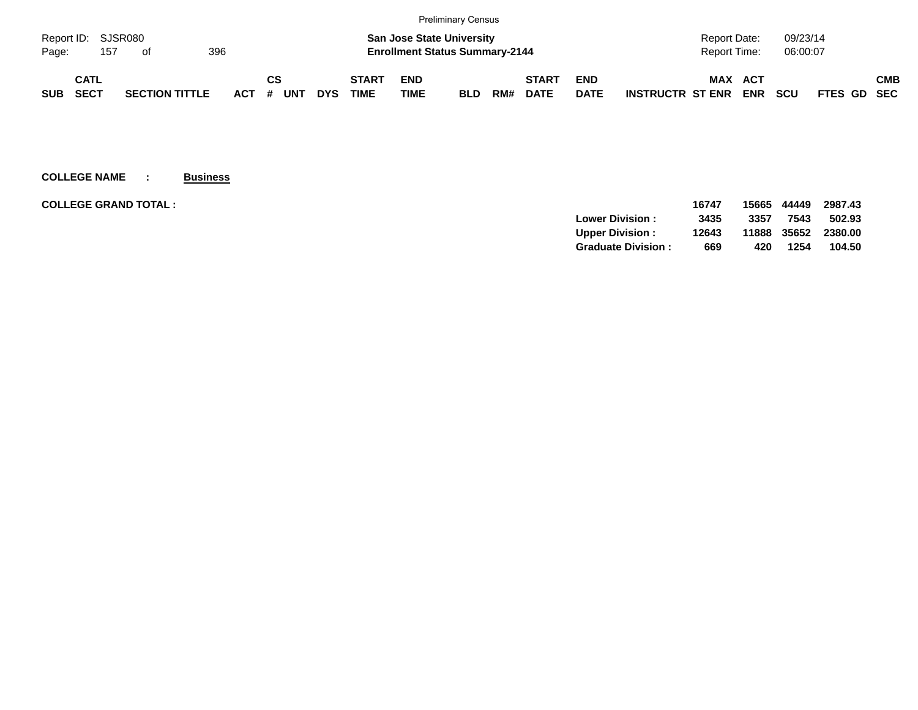Preliminary Census

Report ID: SJSR080

**San Jose State University**
**Enrollment Status Summary-2144**

Report Date: 09/23/14
Report Time: 06:00:07

| SUB | CATL SECT | SECTION TITTLE | ACT | CS # | UNT | DYS | START TIME | END TIME | BLD | RM# | START DATE | END DATE | INSTRUCTR | MAX ST ENR | ACT ENR | SCU | FTES | GD | CMB SEC |
|---|---|---|---|---|---|---|---|---|---|---|---|---|---|---|---|---|---|---|---|

**COLLEGE NAME : Business**

| | | MAX ST ENR | ACT ENR | SCU | FTES |
|---|---|---|---|---|---|
| **COLLEGE GRAND TOTAL :** | | **16747** | **15665** | **44449** | **2987.43** |
| | **Lower Division :** | **3435** | **3357** | **7543** | **502.93** |
| | **Upper Division :** | **12643** | **11888** | **35652** | **2380.00** |
| | **Graduate Division :** | **669** | **420** | **1254** | **104.50** |